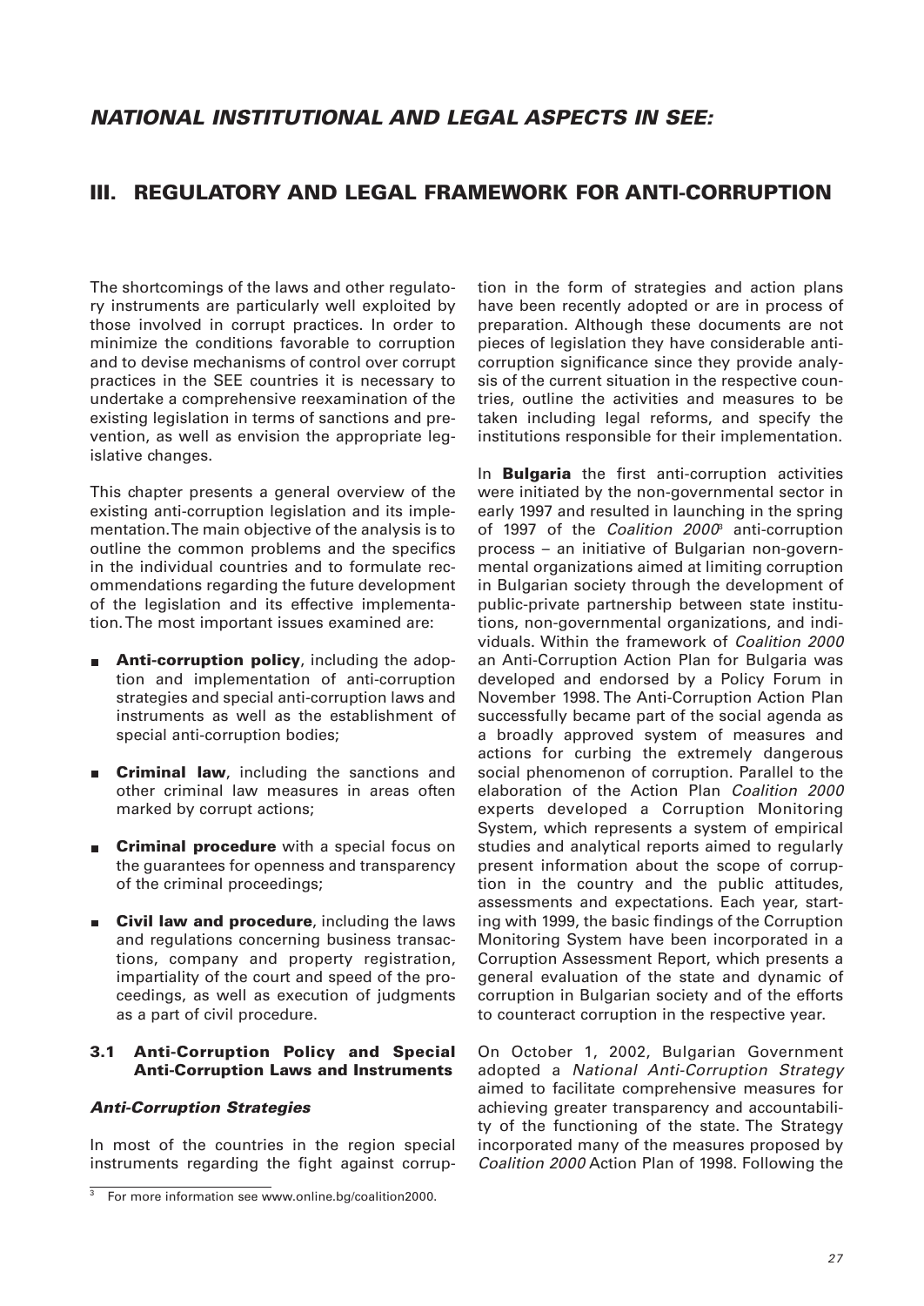# NATIONAL INSTITUTIONAL AND LEGAL ASPECTS IN SEE:

## III. REGULATORY AND LEGAL FRAMEWORK FOR ANTI-CORRUPTION

The shortcomings of the laws and other regulatory instruments are particularly well exploited by those involved in corrupt practices. In order to minimize the conditions favorable to corruption and to devise mechanisms of control over corrupt practices in the SEE countries it is necessary to undertake a comprehensive reexamination of the existing legislation in terms of sanctions and prevention, as well as envision the appropriate legislative changes.

This chapter presents a general overview of the existing anti-corruption legislation and its implementation. The main objective of the analysis is to outline the common problems and the specifics in the individual countries and to formulate recommendations regarding the future development of the legislation and its effective implementation. The most important issues examined are:

- **Anti-corruption policy**, including the adoption and implementation of anti-corruption strategies and special anti-corruption laws and instruments as well as the establishment of special anti-corruption bodies;
- **Criminal law**, including the sanctions and other criminal law measures in areas often marked by corrupt actions;
- **Criminal procedure** with a special focus on the guarantees for openness and transparency of the criminal proceedings;
- **Civil law and procedure**, including the laws and regulations concerning business transactions, company and property registration, impartiality of the court and speed of the proceedings, as well as execution of judgments as a part of civil procedure.

### 3.1 Anti-Corruption Policy and Special Anti-Corruption Laws and Instruments

#### *Anti-Corruption Strategies*

In most of the countries in the region special instruments regarding the fight against corruption in the form of strategies and action plans have been recently adopted or are in process of preparation. Although these documents are not pieces of legislation they have considerable anti-corruption significance since they provide analysis of the current situation in the respective countries, outline the activities and measures to be taken including legal reforms, and specify the institutions responsible for their implementation.

In **Bulgaria** the first anti-corruption activities were initiated by the non-governmental sector in early 1997 and resulted in launching in the spring of 1997 of the *Coalition 2000*[3] anti-corruption process – an initiative of Bulgarian non-governmental organizations aimed at limiting corruption in Bulgarian society through the development of public-private partnership between state institutions, non-governmental organizations, and individuals. Within the framework of *Coalition 2000* an Anti-Corruption Action Plan for Bulgaria was developed and endorsed by a Policy Forum in November 1998. The Anti-Corruption Action Plan successfully became part of the social agenda as a broadly approved system of measures and actions for curbing the extremely dangerous social phenomenon of corruption. Parallel to the elaboration of the Action Plan *Coalition 2000* experts developed a Corruption Monitoring System, which represents a system of empirical studies and analytical reports aimed to regularly present information about the scope of corruption in the country and the public attitudes, assessments and expectations. Each year, starting with 1999, the basic findings of the Corruption Monitoring System have been incorporated in a Corruption Assessment Report, which presents a general evaluation of the state and dynamic of corruption in Bulgarian society and of the efforts to counteract corruption in the respective year.

On October 1, 2002, Bulgarian Government adopted a *National Anti-Corruption Strategy* aimed to facilitate comprehensive measures for achieving greater transparency and accountability of the functioning of the state. The Strategy incorporated many of the measures proposed by *Coalition 2000* Action Plan of 1998. Following the

[3] For more information see www.online.bg/coalition2000.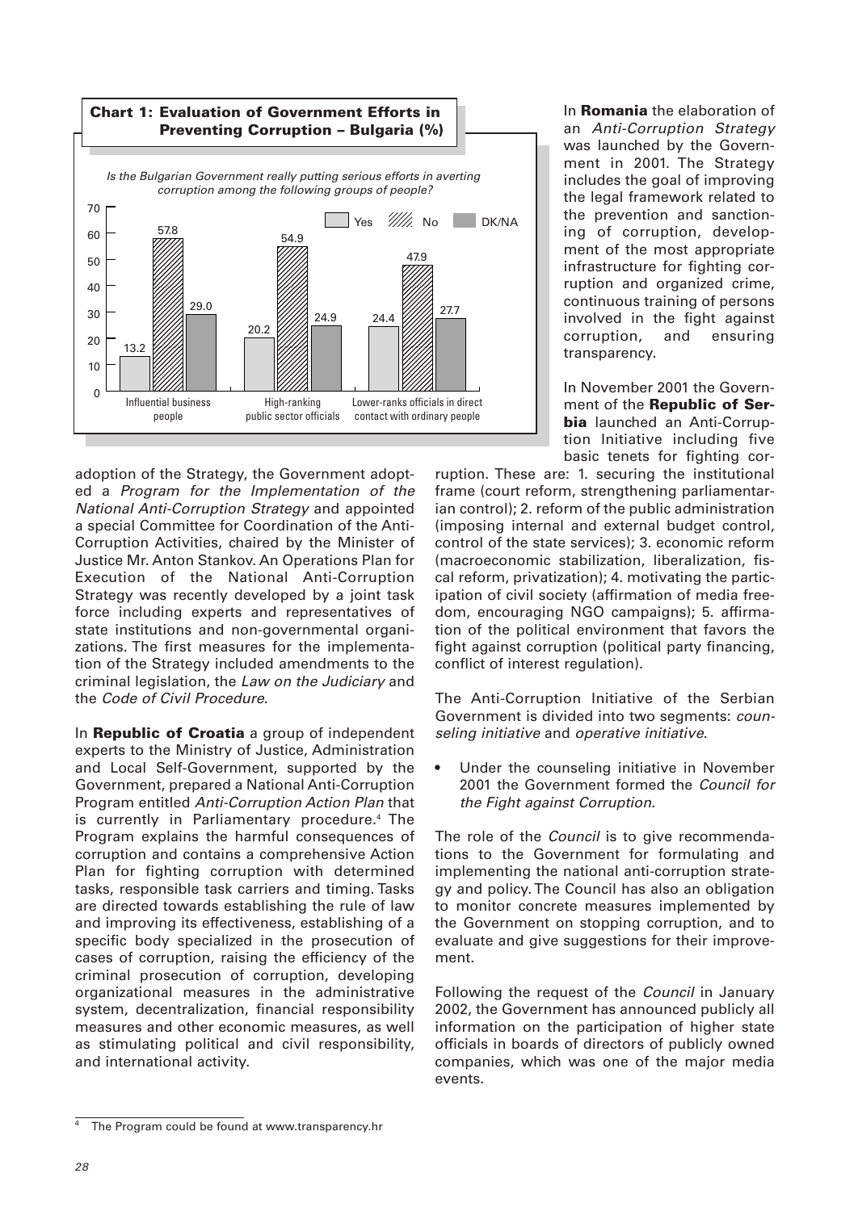**Chart 1: Evaluation of Government Efforts in Preventing Corruption – Bulgaria (%)**

*Is the Bulgarian Government really putting serious efforts in averting corruption among the following groups of people?*

| | Yes | No | DK/NA |
|---|---|---|---|
| Influential business people | 13.2 | 57.8 | 29.0 |
| High-ranking public sector officials | 20.2 | 54.9 | 24.9 |
| Lower-ranks officials in direct contact with ordinary people | 24.4 | 47.9 | 27.7 |

adoption of the Strategy, the Government adopted a *Program for the Implementation of the National Anti-Corruption Strategy* and appointed a special Committee for Coordination of the Anti-Corruption Activities, chaired by the Minister of Justice Mr. Anton Stankov. An Operations Plan for Execution of the National Anti-Corruption Strategy was recently developed by a joint task force including experts and representatives of state institutions and non-governmental organizations. The first measures for the implementation of the Strategy included amendments to the criminal legislation, the *Law on the Judiciary* and the *Code of Civil Procedure*.

In **Republic of Croatia** a group of independent experts to the Ministry of Justice, Administration and Local Self-Government, supported by the Government, prepared a National Anti-Corruption Program entitled *Anti-Corruption Action Plan* that is currently in Parliamentary procedure.[4] The Program explains the harmful consequences of corruption and contains a comprehensive Action Plan for fighting corruption with determined tasks, responsible task carriers and timing. Tasks are directed towards establishing the rule of law and improving its effectiveness, establishing of a specific body specialized in the prosecution of cases of corruption, raising the efficiency of the criminal prosecution of corruption, developing organizational measures in the administrative system, decentralization, financial responsibility measures and other economic measures, as well as stimulating political and civil responsibility, and international activity.

In **Romania** the elaboration of an *Anti-Corruption Strategy* was launched by the Government in 2001. The Strategy includes the goal of improving the legal framework related to the prevention and sanctioning of corruption, development of the most appropriate infrastructure for fighting corruption and organized crime, continuous training of persons involved in the fight against corruption, and ensuring transparency.

In November 2001 the Government of the **Republic of Serbia** launched an Anti-Corruption Initiative including five basic tenets for fighting corruption. These are: 1. securing the institutional frame (court reform, strengthening parliamentarian control); 2. reform of the public administration (imposing internal and external budget control, control of the state services); 3. economic reform (macroeconomic stabilization, liberalization, fiscal reform, privatization); 4. motivating the participation of civil society (affirmation of media freedom, encouraging NGO campaigns); 5. affirmation of the political environment that favors the fight against corruption (political party financing, conflict of interest regulation).

The Anti-Corruption Initiative of the Serbian Government is divided into two segments: *counseling initiative* and *operative initiative*.

- Under the counseling initiative in November 2001 the Government formed the *Council for the Fight against Corruption.*

The role of the *Council* is to give recommendations to the Government for formulating and implementing the national anti-corruption strategy and policy. The Council has also an obligation to monitor concrete measures implemented by the Government on stopping corruption, and to evaluate and give suggestions for their improvement.

Following the request of the *Council* in January 2002, the Government has announced publicly all information on the participation of higher state officials in boards of directors of publicly owned companies, which was one of the major media events.

[4] The Program could be found at www.transparency.hr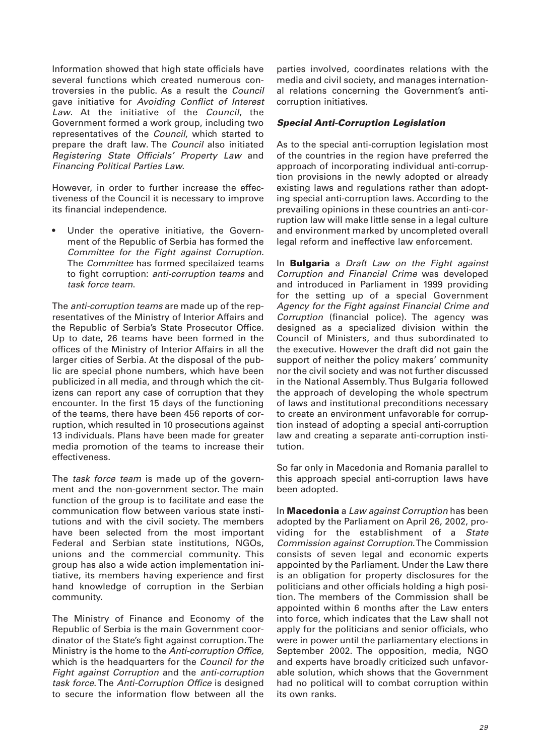Information showed that high state officials have several functions which created numerous controversies in the public. As a result the *Council* gave initiative for *Avoiding Conflict of Interest Law*. At the initiative of the *Council*, the Government formed a work group, including two representatives of the *Council*, which started to prepare the draft law. The *Council* also initiated *Registering State Officials' Property Law* and *Financing Political Parties Law.*

However, in order to further increase the effectiveness of the Council it is necessary to improve its financial independence.

- Under the operative initiative, the Government of the Republic of Serbia has formed the *Committee for the Fight against Corruption*. The *Committee* has formed specilaized teams to fight corruption: *anti-corruption teams* and *task force team*.

The *anti-corruption teams* are made up of the representatives of the Ministry of Interior Affairs and the Republic of Serbia's State Prosecutor Office. Up to date, 26 teams have been formed in the offices of the Ministry of Interior Affairs in all the larger cities of Serbia. At the disposal of the public are special phone numbers, which have been publicized in all media, and through which the citizens can report any case of corruption that they encounter. In the first 15 days of the functioning of the teams, there have been 456 reports of corruption, which resulted in 10 prosecutions against 13 individuals. Plans have been made for greater media promotion of the teams to increase their effectiveness.

The *task force team* is made up of the government and the non-government sector. The main function of the group is to facilitate and ease the communication flow between various state institutions and with the civil society. The members have been selected from the most important Federal and Serbian state institutions, NGOs, unions and the commercial community. This group has also a wide action implementation initiative, its members having experience and first hand knowledge of corruption in the Serbian community.

The Ministry of Finance and Economy of the Republic of Serbia is the main Government coordinator of the State's fight against corruption. The Ministry is the home to the *Anti-corruption Office,* which is the headquarters for the *Council for the Fight against Corruption* and the *anti-corruption task force*. The *Anti-Corruption Office* is designed to secure the information flow between all the parties involved, coordinates relations with the media and civil society, and manages international relations concerning the Government's anti-corruption initiatives.

### *Special Anti-Corruption Legislation*

As to the special anti-corruption legislation most of the countries in the region have preferred the approach of incorporating individual anti-corruption provisions in the newly adopted or already existing laws and regulations rather than adopting special anti-corruption laws. According to the prevailing opinions in these countries an anti-corruption law will make little sense in a legal culture and environment marked by uncompleted overall legal reform and ineffective law enforcement.

In **Bulgaria** a *Draft Law on the Fight against Corruption and Financial Crime* was developed and introduced in Parliament in 1999 providing for the setting up of a special Government *Agency for the Fight against Financial Crime and Corruption* (financial police). The agency was designed as a specialized division within the Council of Ministers, and thus subordinated to the executive. However the draft did not gain the support of neither the policy makers' community nor the civil society and was not further discussed in the National Assembly. Thus Bulgaria followed the approach of developing the whole spectrum of laws and institutional preconditions necessary to create an environment unfavorable for corruption instead of adopting a special anti-corruption law and creating a separate anti-corruption institution.

So far only in Macedonia and Romania parallel to this approach special anti-corruption laws have been adopted.

In **Macedonia** a *Law against Corruption* has been adopted by the Parliament on April 26, 2002, providing for the establishment of a *State Commission against Corruption*. The Commission consists of seven legal and economic experts appointed by the Parliament. Under the Law there is an obligation for property disclosures for the politicians and other officials holding a high position. The members of the Commission shall be appointed within 6 months after the Law enters into force, which indicates that the Law shall not apply for the politicians and senior officials, who were in power until the parliamentary elections in September 2002. The opposition, media, NGO and experts have broadly criticized such unfavorable solution, which shows that the Government had no political will to combat corruption within its own ranks.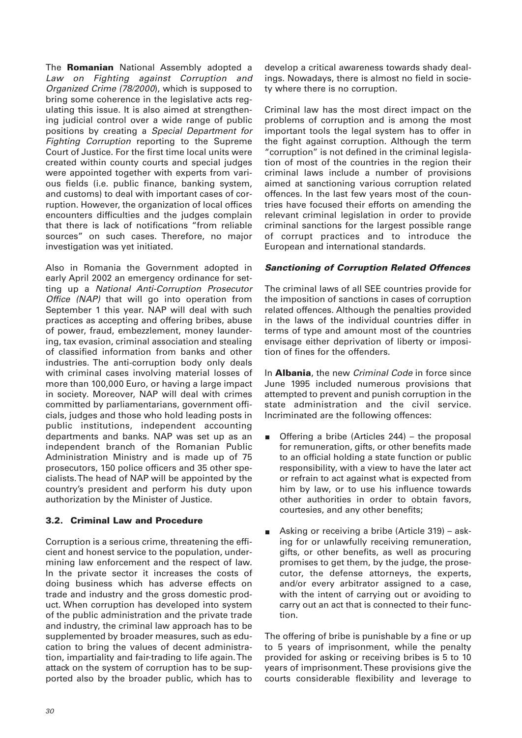The **Romanian** National Assembly adopted a *Law on Fighting against Corruption and Organized Crime (78/2000)*, which is supposed to bring some coherence in the legislative acts regulating this issue. It is also aimed at strengthening judicial control over a wide range of public positions by creating a *Special Department for Fighting Corruption* reporting to the Supreme Court of Justice. For the first time local units were created within county courts and special judges were appointed together with experts from various fields (i.e. public finance, banking system, and customs) to deal with important cases of corruption. However, the organization of local offices encounters difficulties and the judges complain that there is lack of notifications "from reliable sources" on such cases. Therefore, no major investigation was yet initiated.

Also in Romania the Government adopted in early April 2002 an emergency ordinance for setting up a *National Anti-Corruption Prosecutor Office (NAP)* that will go into operation from September 1 this year. NAP will deal with such practices as accepting and offering bribes, abuse of power, fraud, embezzlement, money laundering, tax evasion, criminal association and stealing of classified information from banks and other industries. The anti-corruption body only deals with criminal cases involving material losses of more than 100,000 Euro, or having a large impact in society. Moreover, NAP will deal with crimes committed by parliamentarians, government officials, judges and those who hold leading posts in public institutions, independent accounting departments and banks. NAP was set up as an independent branch of the Romanian Public Administration Ministry and is made up of 75 prosecutors, 150 police officers and 35 other specialists. The head of NAP will be appointed by the country's president and perform his duty upon authorization by the Minister of Justice.

### 3.2. Criminal Law and Procedure

Corruption is a serious crime, threatening the efficient and honest service to the population, undermining law enforcement and the respect of law. In the private sector it increases the costs of doing business which has adverse effects on trade and industry and the gross domestic product. When corruption has developed into system of the public administration and the private trade and industry, the criminal law approach has to be supplemented by broader measures, such as education to bring the values of decent administration, impartiality and fair-trading to life again. The attack on the system of corruption has to be supported also by the broader public, which has to develop a critical awareness towards shady dealings. Nowadays, there is almost no field in society where there is no corruption.

Criminal law has the most direct impact on the problems of corruption and is among the most important tools the legal system has to offer in the fight against corruption. Although the term "corruption" is not defined in the criminal legislation of most of the countries in the region their criminal laws include a number of provisions aimed at sanctioning various corruption related offences. In the last few years most of the countries have focused their efforts on amending the relevant criminal legislation in order to provide criminal sanctions for the largest possible range of corrupt practices and to introduce the European and international standards.

#### *Sanctioning of Corruption Related Offences*

The criminal laws of all SEE countries provide for the imposition of sanctions in cases of corruption related offences. Although the penalties provided in the laws of the individual countries differ in terms of type and amount most of the countries envisage either deprivation of liberty or imposition of fines for the offenders.

In **Albania**, the new *Criminal Code* in force since June 1995 included numerous provisions that attempted to prevent and punish corruption in the state administration and the civil service. Incriminated are the following offences:

- Offering a bribe (Articles 244) – the proposal for remuneration, gifts, or other benefits made to an official holding a state function or public responsibility, with a view to have the later act or refrain to act against what is expected from him by law, or to use his influence towards other authorities in order to obtain favors, courtesies, and any other benefits;
- Asking or receiving a bribe (Article 319) – asking for or unlawfully receiving remuneration, gifts, or other benefits, as well as procuring promises to get them, by the judge, the prosecutor, the defense attorneys, the experts, and/or every arbitrator assigned to a case, with the intent of carrying out or avoiding to carry out an act that is connected to their function.

The offering of bribe is punishable by a fine or up to 5 years of imprisonment, while the penalty provided for asking or receiving bribes is 5 to 10 years of imprisonment. These provisions give the courts considerable flexibility and leverage to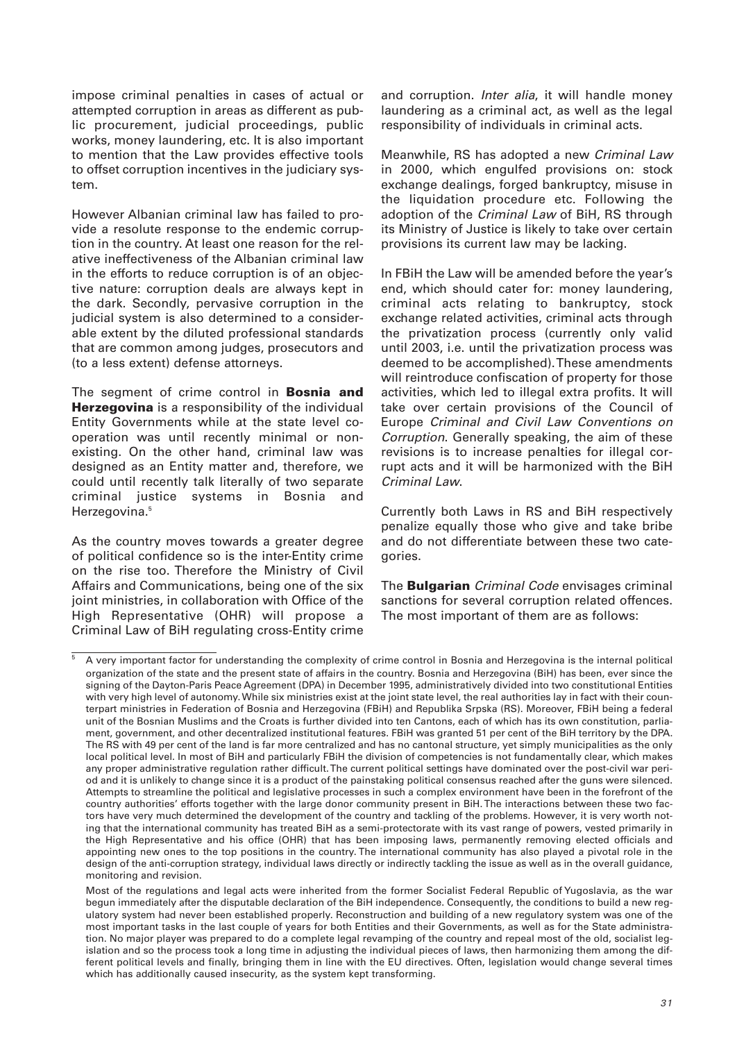impose criminal penalties in cases of actual or attempted corruption in areas as different as public procurement, judicial proceedings, public works, money laundering, etc. It is also important to mention that the Law provides effective tools to offset corruption incentives in the judiciary system.

However Albanian criminal law has failed to provide a resolute response to the endemic corruption in the country. At least one reason for the relative ineffectiveness of the Albanian criminal law in the efforts to reduce corruption is of an objective nature: corruption deals are always kept in the dark. Secondly, pervasive corruption in the judicial system is also determined to a considerable extent by the diluted professional standards that are common among judges, prosecutors and (to a less extent) defense attorneys.

The segment of crime control in **Bosnia and Herzegovina** is a responsibility of the individual Entity Governments while at the state level cooperation was until recently minimal or non-existing. On the other hand, criminal law was designed as an Entity matter and, therefore, we could until recently talk literally of two separate criminal justice systems in Bosnia and Herzegovina.[5]

As the country moves towards a greater degree of political confidence so is the inter-Entity crime on the rise too. Therefore the Ministry of Civil Affairs and Communications, being one of the six joint ministries, in collaboration with Office of the High Representative (OHR) will propose a Criminal Law of BiH regulating cross-Entity crime and corruption. *Inter alia*, it will handle money laundering as a criminal act, as well as the legal responsibility of individuals in criminal acts.

Meanwhile, RS has adopted a new *Criminal Law* in 2000, which engulfed provisions on: stock exchange dealings, forged bankruptcy, misuse in the liquidation procedure etc. Following the adoption of the *Criminal Law* of BiH, RS through its Ministry of Justice is likely to take over certain provisions its current law may be lacking.

In FBiH the Law will be amended before the year's end, which should cater for: money laundering, criminal acts relating to bankruptcy, stock exchange related activities, criminal acts through the privatization process (currently only valid until 2003, i.e. until the privatization process was deemed to be accomplished). These amendments will reintroduce confiscation of property for those activities, which led to illegal extra profits. It will take over certain provisions of the Council of Europe *Criminal and Civil Law Conventions on Corruption*. Generally speaking, the aim of these revisions is to increase penalties for illegal corrupt acts and it will be harmonized with the BiH *Criminal Law*.

Currently both Laws in RS and BiH respectively penalize equally those who give and take bribe and do not differentiate between these two categories.

The **Bulgarian** *Criminal Code* envisages criminal sanctions for several corruption related offences. The most important of them are as follows:

---

[5] A very important factor for understanding the complexity of crime control in Bosnia and Herzegovina is the internal political organization of the state and the present state of affairs in the country. Bosnia and Herzegovina (BiH) has been, ever since the signing of the Dayton-Paris Peace Agreement (DPA) in December 1995, administratively divided into two constitutional Entities with very high level of autonomy. While six ministries exist at the joint state level, the real authorities lay in fact with their counterpart ministries in Federation of Bosnia and Herzegovina (FBiH) and Republika Srpska (RS). Moreover, FBiH being a federal unit of the Bosnian Muslims and the Croats is further divided into ten Cantons, each of which has its own constitution, parliament, government, and other decentralized institutional features. FBiH was granted 51 per cent of the BiH territory by the DPA. The RS with 49 per cent of the land is far more centralized and has no cantonal structure, yet simply municipalities as the only local political level. In most of BiH and particularly FBiH the division of competencies is not fundamentally clear, which makes any proper administrative regulation rather difficult. The current political settings have dominated over the post-civil war period and it is unlikely to change since it is a product of the painstaking political consensus reached after the guns were silenced. Attempts to streamline the political and legislative processes in such a complex environment have been in the forefront of the country authorities' efforts together with the large donor community present in BiH. The interactions between these two factors have very much determined the development of the country and tackling of the problems. However, it is very worth noting that the international community has treated BiH as a semi-protectorate with its vast range of powers, vested primarily in the High Representative and his office (OHR) that has been imposing laws, permanently removing elected officials and appointing new ones to the top positions in the country. The international community has also played a pivotal role in the design of the anti-corruption strategy, individual laws directly or indirectly tackling the issue as well as in the overall guidance, monitoring and revision.

Most of the regulations and legal acts were inherited from the former Socialist Federal Republic of Yugoslavia, as the war begun immediately after the disputable declaration of the BiH independence. Consequently, the conditions to build a new regulatory system had never been established properly. Reconstruction and building of a new regulatory system was one of the most important tasks in the last couple of years for both Entities and their Governments, as well as for the State administration. No major player was prepared to do a complete legal revamping of the country and repeal most of the old, socialist legislation and so the process took a long time in adjusting the individual pieces of laws, then harmonizing them among the different political levels and finally, bringing them in line with the EU directives. Often, legislation would change several times which has additionally caused insecurity, as the system kept transforming.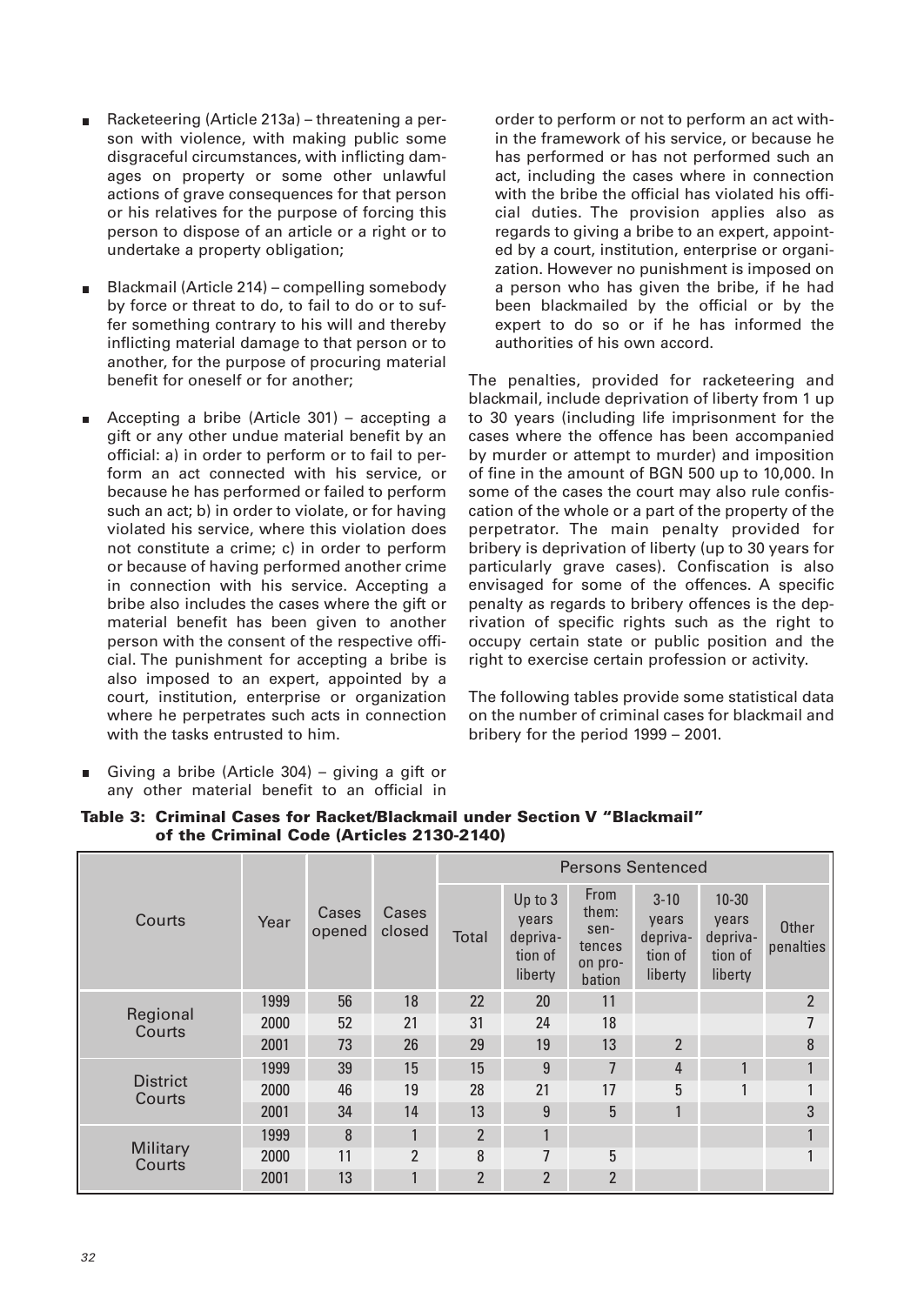- Racketeering (Article 213a) – threatening a person with violence, with making public some disgraceful circumstances, with inflicting damages on property or some other unlawful actions of grave consequences for that person or his relatives for the purpose of forcing this person to dispose of an article or a right or to undertake a property obligation;
- Blackmail (Article 214) – compelling somebody by force or threat to do, to fail to do or to suffer something contrary to his will and thereby inflicting material damage to that person or to another, for the purpose of procuring material benefit for oneself or for another;
- Accepting a bribe (Article 301) – accepting a gift or any other undue material benefit by an official: a) in order to perform or to fail to perform an act connected with his service, or because he has performed or failed to perform such an act; b) in order to violate, or for having violated his service, where this violation does not constitute a crime; c) in order to perform or because of having performed another crime in connection with his service. Accepting a bribe also includes the cases where the gift or material benefit has been given to another person with the consent of the respective official. The punishment for accepting a bribe is also imposed to an expert, appointed by a court, institution, enterprise or organization where he perpetrates such acts in connection with the tasks entrusted to him.
- Giving a bribe (Article 304) – giving a gift or any other material benefit to an official in order to perform or not to perform an act within the framework of his service, or because he has performed or has not performed such an act, including the cases where in connection with the bribe the official has violated his official duties. The provision applies also as regards to giving a bribe to an expert, appointed by a court, institution, enterprise or organization. However no punishment is imposed on a person who has given the bribe, if he had been blackmailed by the official or by the expert to do so or if he has informed the authorities of his own accord.

The penalties, provided for racketeering and blackmail, include deprivation of liberty from 1 up to 30 years (including life imprisonment for the cases where the offence has been accompanied by murder or attempt to murder) and imposition of fine in the amount of BGN 500 up to 10,000. In some of the cases the court may also rule confiscation of the whole or a part of the property of the perpetrator. The main penalty provided for bribery is deprivation of liberty (up to 30 years for particularly grave cases). Confiscation is also envisaged for some of the offences. A specific penalty as regards to bribery offences is the deprivation of specific rights such as the right to occupy certain state or public position and the right to exercise certain profession or activity.

The following tables provide some statistical data on the number of criminal cases for blackmail and bribery for the period 1999 – 2001.

**Table 3: Criminal Cases for Racket/Blackmail under Section V "Blackmail" of the Criminal Code (Articles 2130-2140)**

| Courts | Year | Cases opened | Cases closed | Persons Sentenced | | | | | |
|---|---|---|---|---|---|---|---|---|---|
| | | | | Total | Up to 3 years deprivation of liberty | From them: sentences on probation | 3-10 years deprivation of liberty | 10-30 years deprivation of liberty | Other penalties |
| Regional Courts | 1999 | 56 | 18 | 22 | 20 | 11 | | | 2 |
| | 2000 | 52 | 21 | 31 | 24 | 18 | | | 7 |
| | 2001 | 73 | 26 | 29 | 19 | 13 | 2 | | 8 |
| District Courts | 1999 | 39 | 15 | 15 | 9 | 7 | 4 | 1 | 1 |
| | 2000 | 46 | 19 | 28 | 21 | 17 | 5 | 1 | 1 |
| | 2001 | 34 | 14 | 13 | 9 | 5 | 1 | | 3 |
| Military Courts | 1999 | 8 | 1 | 2 | 1 | | | | 1 |
| | 2000 | 11 | 2 | 8 | 7 | 5 | | | 1 |
| | 2001 | 13 | 1 | 2 | 2 | 2 | | | |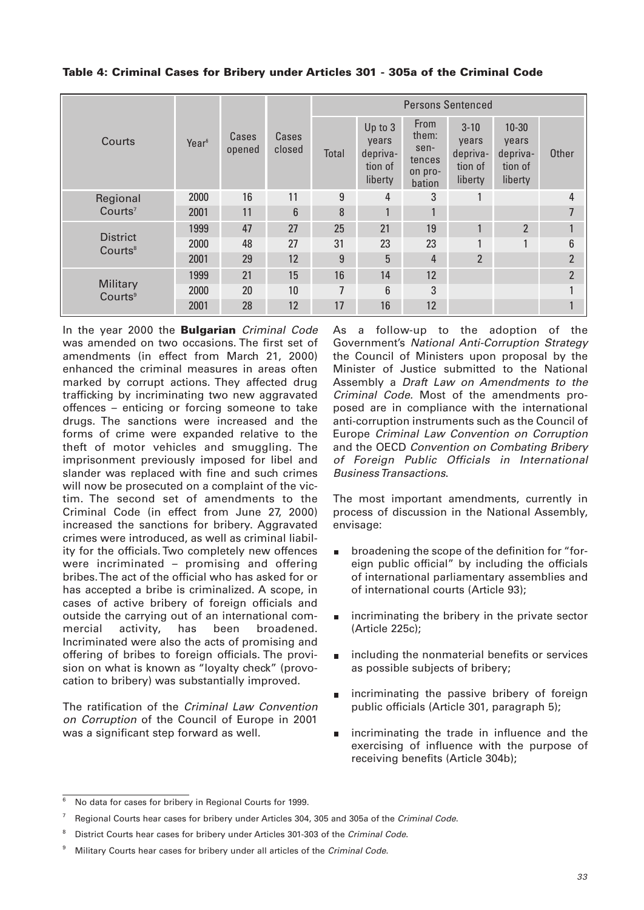**Table 4: Criminal Cases for Bribery under Articles 301 - 305a of the Criminal Code**

| Courts | Year[6] | Cases opened | Cases closed | Persons Sentenced | | | | | |
|---|---|---|---|---|---|---|---|---|---|
| | | | | Total | Up to 3 years deprivation of liberty | From them: sentences on probation | 3-10 years deprivation of liberty | 10-30 years deprivation of liberty | Other |
| Regional Courts[7] | 2000 | 16 | 11 | 9 | 4 | 3 | 1 | | 4 |
| | 2001 | 11 | 6 | 8 | 1 | 1 | | | 7 |
| District Courts[8] | 1999 | 47 | 27 | 25 | 21 | 19 | 1 | 2 | 1 |
| | 2000 | 48 | 27 | 31 | 23 | 23 | 1 | 1 | 6 |
| | 2001 | 29 | 12 | 9 | 5 | 4 | 2 | | 2 |
| Military Courts[9] | 1999 | 21 | 15 | 16 | 14 | 12 | | | 2 |
| | 2000 | 20 | 10 | 7 | 6 | 3 | | | 1 |
| | 2001 | 28 | 12 | 17 | 16 | 12 | | | 1 |

In the year 2000 the **Bulgarian** *Criminal Code* was amended on two occasions. The first set of amendments (in effect from March 21, 2000) enhanced the criminal measures in areas often marked by corrupt actions. They affected drug trafficking by incriminating two new aggravated offences – enticing or forcing someone to take drugs. The sanctions were increased and the forms of crime were expanded relative to the theft of motor vehicles and smuggling. The imprisonment previously imposed for libel and slander was replaced with fine and such crimes will now be prosecuted on a complaint of the victim. The second set of amendments to the Criminal Code (in effect from June 27, 2000) increased the sanctions for bribery. Aggravated crimes were introduced, as well as criminal liability for the officials. Two completely new offences were incriminated – promising and offering bribes. The act of the official who has asked for or has accepted a bribe is criminalized. A scope, in cases of active bribery of foreign officials and outside the carrying out of an international commercial activity, has been broadened. Incriminated were also the acts of promising and offering of bribes to foreign officials. The provision on what is known as "loyalty check" (provocation to bribery) was substantially improved.

The ratification of the *Criminal Law Convention on Corruption* of the Council of Europe in 2001 was a significant step forward as well.

As a follow-up to the adoption of the Government's *National Anti-Corruption Strategy* the Council of Ministers upon proposal by the Minister of Justice submitted to the National Assembly a *Draft Law on Amendments to the Criminal Code.* Most of the amendments proposed are in compliance with the international anti-corruption instruments such as the Council of Europe *Criminal Law Convention on Corruption* and the OECD *Convention on Combating Bribery of Foreign Public Officials in International Business Transactions*.

The most important amendments, currently in process of discussion in the National Assembly, envisage:

- broadening the scope of the definition for "foreign public official" by including the officials of international parliamentary assemblies and of international courts (Article 93);
- incriminating the bribery in the private sector (Article 225c);
- including the nonmaterial benefits or services as possible subjects of bribery;
- incriminating the passive bribery of foreign public officials (Article 301, paragraph 5);
- incriminating the trade in influence and the exercising of influence with the purpose of receiving benefits (Article 304b);

---

[6] No data for cases for bribery in Regional Courts for 1999.

[7] Regional Courts hear cases for bribery under Articles 304, 305 and 305a of the *Criminal Code*.

[8] District Courts hear cases for bribery under Articles 301-303 of the *Criminal Code*.

[9] Military Courts hear cases for bribery under all articles of the *Criminal Code*.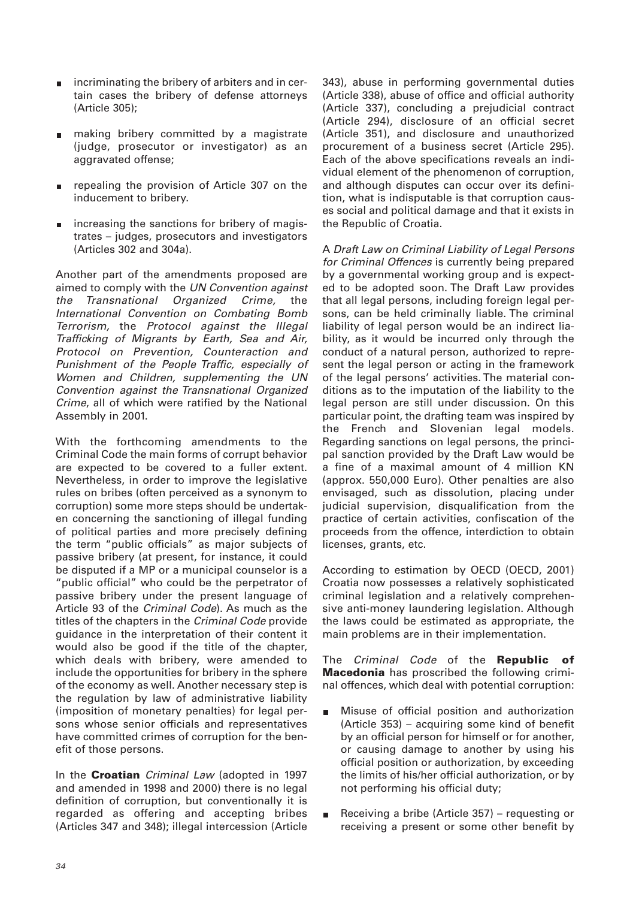- incriminating the bribery of arbiters and in certain cases the bribery of defense attorneys (Article 305);
- making bribery committed by a magistrate (judge, prosecutor or investigator) as an aggravated offense;
- repealing the provision of Article 307 on the inducement to bribery.
- increasing the sanctions for bribery of magistrates – judges, prosecutors and investigators (Articles 302 and 304a).

Another part of the amendments proposed are aimed to comply with the *UN Convention against the Transnational Organized Crime*, the *International Convention on Combating Bomb Terrorism*, the *Protocol against the Illegal Trafficking of Migrants by Earth, Sea and Air, Protocol on Prevention, Counteraction and Punishment of the People Traffic, especially of Women and Children, supplementing the UN Convention against the Transnational Organized Crime*, all of which were ratified by the National Assembly in 2001.

With the forthcoming amendments to the Criminal Code the main forms of corrupt behavior are expected to be covered to a fuller extent. Nevertheless, in order to improve the legislative rules on bribes (often perceived as a synonym to corruption) some more steps should be undertaken concerning the sanctioning of illegal funding of political parties and more precisely defining the term "public officials" as major subjects of passive bribery (at present, for instance, it could be disputed if a MP or a municipal counselor is a "public official" who could be the perpetrator of passive bribery under the present language of Article 93 of the *Criminal Code*). As much as the titles of the chapters in the *Criminal Code* provide guidance in the interpretation of their content it would also be good if the title of the chapter, which deals with bribery, were amended to include the opportunities for bribery in the sphere of the economy as well. Another necessary step is the regulation by law of administrative liability (imposition of monetary penalties) for legal persons whose senior officials and representatives have committed crimes of corruption for the benefit of those persons.

In the **Croatian** *Criminal Law* (adopted in 1997 and amended in 1998 and 2000) there is no legal definition of corruption, but conventionally it is regarded as offering and accepting bribes (Articles 347 and 348); illegal intercession (Article 343), abuse in performing governmental duties (Article 338), abuse of office and official authority (Article 337), concluding a prejudicial contract (Article 294), disclosure of an official secret (Article 351), and disclosure and unauthorized procurement of a business secret (Article 295). Each of the above specifications reveals an individual element of the phenomenon of corruption, and although disputes can occur over its definition, what is indisputable is that corruption causes social and political damage and that it exists in the Republic of Croatia.

A *Draft Law on Criminal Liability of Legal Persons for Criminal Offences* is currently being prepared by a governmental working group and is expected to be adopted soon. The Draft Law provides that all legal persons, including foreign legal persons, can be held criminally liable. The criminal liability of legal person would be an indirect liability, as it would be incurred only through the conduct of a natural person, authorized to represent the legal person or acting in the framework of the legal persons' activities. The material conditions as to the imputation of the liability to the legal person are still under discussion. On this particular point, the drafting team was inspired by the French and Slovenian legal models. Regarding sanctions on legal persons, the principal sanction provided by the Draft Law would be a fine of a maximal amount of 4 million KN (approx. 550,000 Euro). Other penalties are also envisaged, such as dissolution, placing under judicial supervision, disqualification from the practice of certain activities, confiscation of the proceeds from the offence, interdiction to obtain licenses, grants, etc.

According to estimation by OECD (OECD, 2001) Croatia now possesses a relatively sophisticated criminal legislation and a relatively comprehensive anti-money laundering legislation. Although the laws could be estimated as appropriate, the main problems are in their implementation.

The *Criminal Code* of the **Republic of Macedonia** has proscribed the following criminal offences, which deal with potential corruption:

- Misuse of official position and authorization (Article 353) – acquiring some kind of benefit by an official person for himself or for another, or causing damage to another by using his official position or authorization, by exceeding the limits of his/her official authorization, or by not performing his official duty;
- Receiving a bribe (Article 357) – requesting or receiving a present or some other benefit by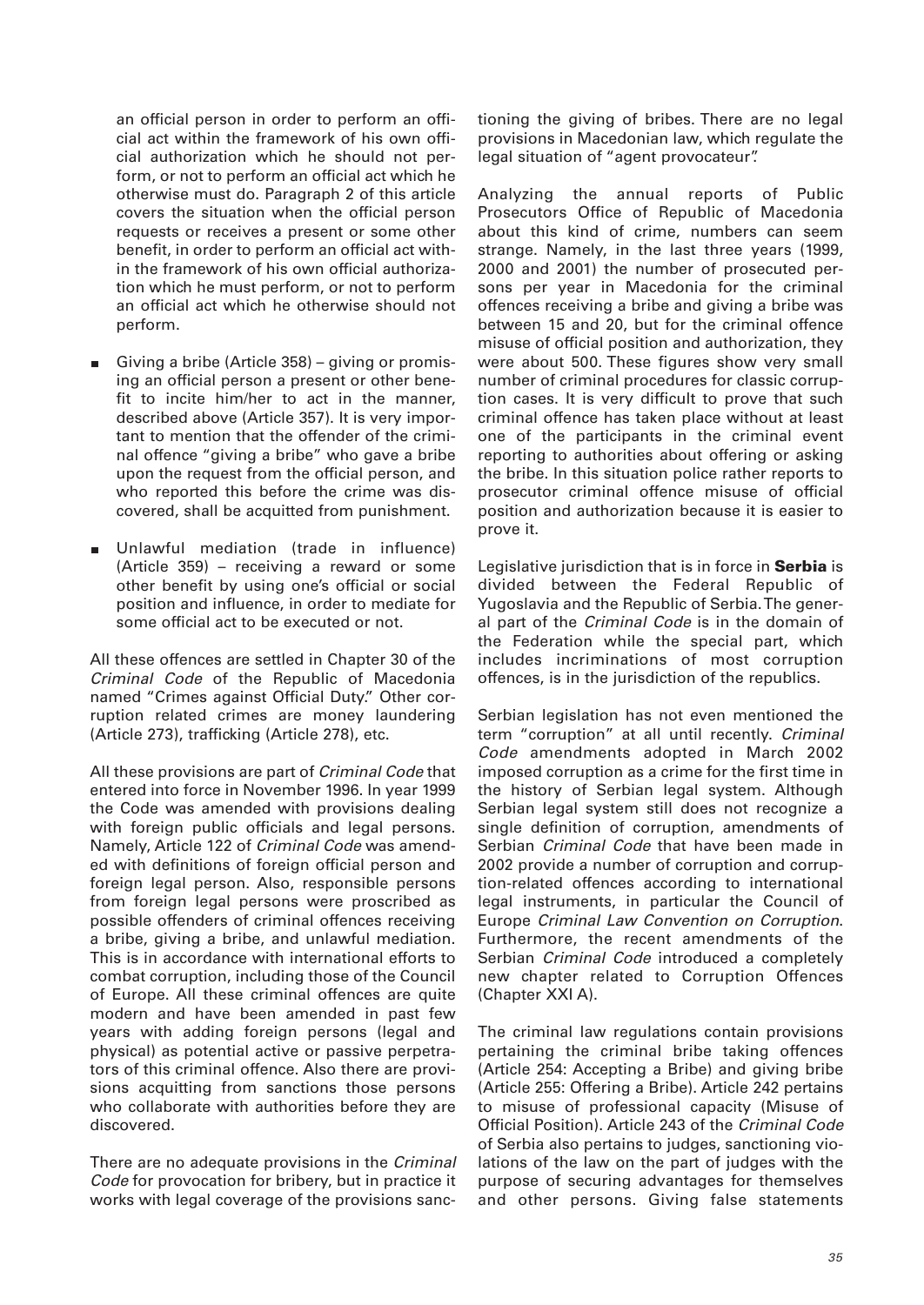an official person in order to perform an official act within the framework of his own official authorization which he should not perform, or not to perform an official act which he otherwise must do. Paragraph 2 of this article covers the situation when the official person requests or receives a present or some other benefit, in order to perform an official act within the framework of his own official authorization which he must perform, or not to perform an official act which he otherwise should not perform.

- Giving a bribe (Article 358) – giving or promising an official person a present or other benefit to incite him/her to act in the manner, described above (Article 357). It is very important to mention that the offender of the criminal offence "giving a bribe" who gave a bribe upon the request from the official person, and who reported this before the crime was discovered, shall be acquitted from punishment.
- Unlawful mediation (trade in influence) (Article 359) – receiving a reward or some other benefit by using one's official or social position and influence, in order to mediate for some official act to be executed or not.

All these offences are settled in Chapter 30 of the *Criminal Code* of the Republic of Macedonia named "Crimes against Official Duty." Other corruption related crimes are money laundering (Article 273), trafficking (Article 278), etc.

All these provisions are part of *Criminal Code* that entered into force in November 1996. In year 1999 the Code was amended with provisions dealing with foreign public officials and legal persons. Namely, Article 122 of *Criminal Code* was amended with definitions of foreign official person and foreign legal person. Also, responsible persons from foreign legal persons were proscribed as possible offenders of criminal offences receiving a bribe, giving a bribe, and unlawful mediation. This is in accordance with international efforts to combat corruption, including those of the Council of Europe. All these criminal offences are quite modern and have been amended in past few years with adding foreign persons (legal and physical) as potential active or passive perpetrators of this criminal offence. Also there are provisions acquitting from sanctions those persons who collaborate with authorities before they are discovered.

There are no adequate provisions in the *Criminal Code* for provocation for bribery, but in practice it works with legal coverage of the provisions sanctioning the giving of bribes. There are no legal provisions in Macedonian law, which regulate the legal situation of "agent provocateur".

Analyzing the annual reports of Public Prosecutors Office of Republic of Macedonia about this kind of crime, numbers can seem strange. Namely, in the last three years (1999, 2000 and 2001) the number of prosecuted persons per year in Macedonia for the criminal offences receiving a bribe and giving a bribe was between 15 and 20, but for the criminal offence misuse of official position and authorization, they were about 500. These figures show very small number of criminal procedures for classic corruption cases. It is very difficult to prove that such criminal offence has taken place without at least one of the participants in the criminal event reporting to authorities about offering or asking the bribe. In this situation police rather reports to prosecutor criminal offence misuse of official position and authorization because it is easier to prove it.

Legislative jurisdiction that is in force in **Serbia** is divided between the Federal Republic of Yugoslavia and the Republic of Serbia. The general part of the *Criminal Code* is in the domain of the Federation while the special part, which includes incriminations of most corruption offences, is in the jurisdiction of the republics.

Serbian legislation has not even mentioned the term "corruption" at all until recently. *Criminal Code* amendments adopted in March 2002 imposed corruption as a crime for the first time in the history of Serbian legal system. Although Serbian legal system still does not recognize a single definition of corruption, amendments of Serbian *Criminal Code* that have been made in 2002 provide a number of corruption and corruption-related offences according to international legal instruments, in particular the Council of Europe *Criminal Law Convention on Corruption*. Furthermore, the recent amendments of the Serbian *Criminal Code* introduced a completely new chapter related to Corruption Offences (Chapter XXI A).

The criminal law regulations contain provisions pertaining the criminal bribe taking offences (Article 254: Accepting a Bribe) and giving bribe (Article 255: Offering a Bribe). Article 242 pertains to misuse of professional capacity (Misuse of Official Position). Article 243 of the *Criminal Code* of Serbia also pertains to judges, sanctioning violations of the law on the part of judges with the purpose of securing advantages for themselves and other persons. Giving false statements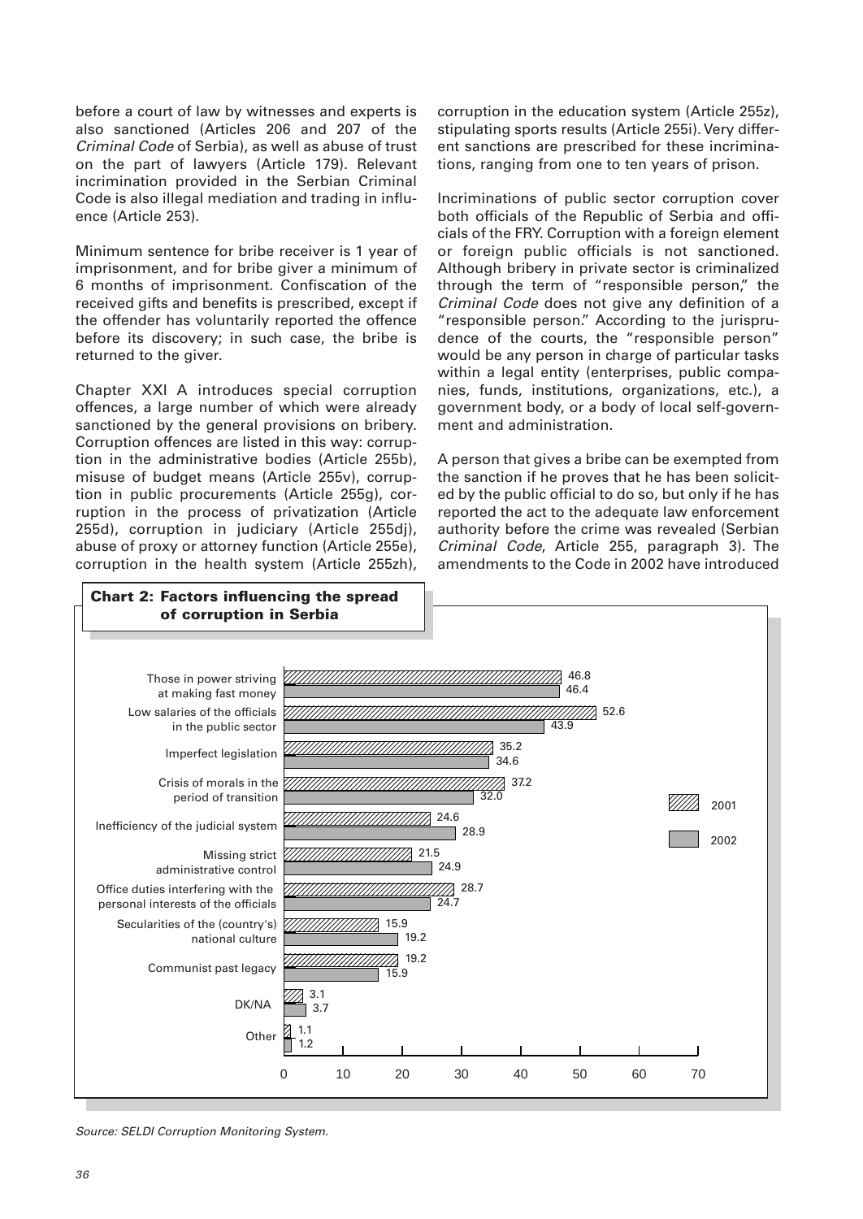before a court of law by witnesses and experts is also sanctioned (Articles 206 and 207 of the *Criminal Code* of Serbia), as well as abuse of trust on the part of lawyers (Article 179). Relevant incrimination provided in the Serbian Criminal Code is also illegal mediation and trading in influence (Article 253).

Minimum sentence for bribe receiver is 1 year of imprisonment, and for bribe giver a minimum of 6 months of imprisonment. Confiscation of the received gifts and benefits is prescribed, except if the offender has voluntarily reported the offence before its discovery; in such case, the bribe is returned to the giver.

Chapter XXI A introduces special corruption offences, a large number of which were already sanctioned by the general provisions on bribery. Corruption offences are listed in this way: corruption in the administrative bodies (Article 255b), misuse of budget means (Article 255v), corruption in public procurements (Article 255g), corruption in the process of privatization (Article 255d), corruption in judiciary (Article 255dj), abuse of proxy or attorney function (Article 255e), corruption in the health system (Article 255zh), corruption in the education system (Article 255z), stipulating sports results (Article 255i). Very different sanctions are prescribed for these incriminations, ranging from one to ten years of prison.

Incriminations of public sector corruption cover both officials of the Republic of Serbia and officials of the FRY. Corruption with a foreign element or foreign public officials is not sanctioned. Although bribery in private sector is criminalized through the term of "responsible person," the *Criminal Code* does not give any definition of a "responsible person." According to the jurisprudence of the courts, the "responsible person" would be any person in charge of particular tasks within a legal entity (enterprises, public companies, funds, institutions, organizations, etc.), a government body, or a body of local self-government and administration.

A person that gives a bribe can be exempted from the sanction if he proves that he has been solicited by the public official to do so, but only if he has reported the act to the adequate law enforcement authority before the crime was revealed (Serbian *Criminal Code*, Article 255, paragraph 3). The amendments to the Code in 2002 have introduced

**Chart 2: Factors influencing the spread of corruption in Serbia**

| Factor | 2001 | 2002 |
|---|---|---|
| Those in power striving at making fast money | 46.8 | 46.4 |
| Low salaries of the officials in the public sector | 52.6 | 43.9 |
| Imperfect legislation | 35.2 | 34.6 |
| Crisis of morals in the period of transition | 37.2 | 32.0 |
| Inefficiency of the judicial system | 24.6 | 28.9 |
| Missing strict administrative control | 21.5 | 24.9 |
| Office duties interfering with the personal interests of the officials | 28.7 | 24.7 |
| Secularities of the (country's) national culture | 15.9 | 19.2 |
| Communist past legacy | 19.2 | 15.9 |
| DK/NA | 3.1 | 3.7 |
| Other | 1.1 | 1.2 |

*Source: SELDI Corruption Monitoring System.*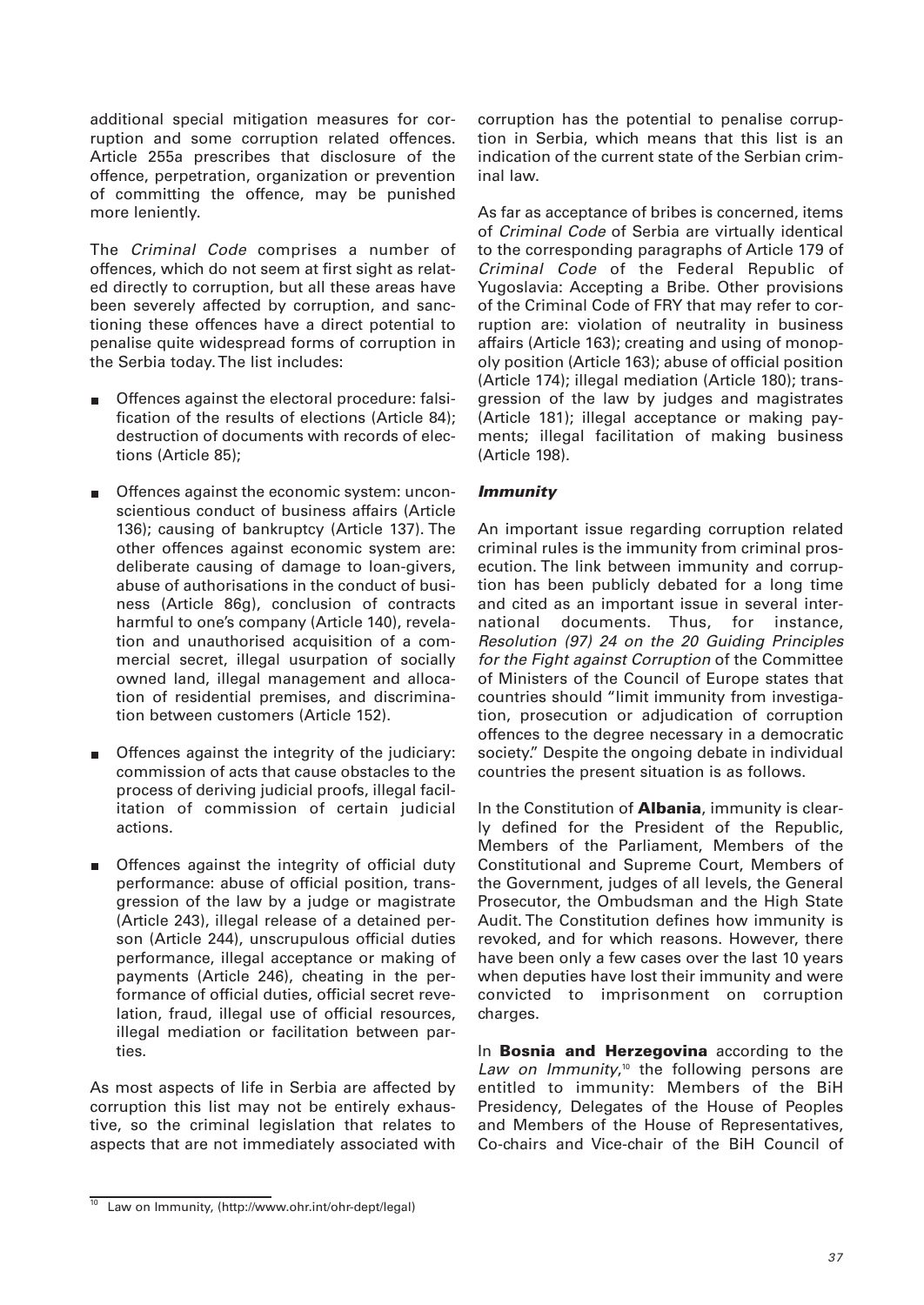additional special mitigation measures for corruption and some corruption related offences. Article 255a prescribes that disclosure of the offence, perpetration, organization or prevention of committing the offence, may be punished more leniently.

The *Criminal Code* comprises a number of offences, which do not seem at first sight as related directly to corruption, but all these areas have been severely affected by corruption, and sanctioning these offences have a direct potential to penalise quite widespread forms of corruption in the Serbia today. The list includes:

- Offences against the electoral procedure: falsification of the results of elections (Article 84); destruction of documents with records of elections (Article 85);
- Offences against the economic system: unconscientious conduct of business affairs (Article 136); causing of bankruptcy (Article 137). The other offences against economic system are: deliberate causing of damage to loan-givers, abuse of authorisations in the conduct of business (Article 86g), conclusion of contracts harmful to one's company (Article 140), revelation and unauthorised acquisition of a commercial secret, illegal usurpation of socially owned land, illegal management and allocation of residential premises, and discrimination between customers (Article 152).
- Offences against the integrity of the judiciary: commission of acts that cause obstacles to the process of deriving judicial proofs, illegal facilitation of commission of certain judicial actions.
- Offences against the integrity of official duty performance: abuse of official position, transgression of the law by a judge or magistrate (Article 243), illegal release of a detained person (Article 244), unscrupulous official duties performance, illegal acceptance or making of payments (Article 246), cheating in the performance of official duties, official secret revelation, fraud, illegal use of official resources, illegal mediation or facilitation between parties.

As most aspects of life in Serbia are affected by corruption this list may not be entirely exhaustive, so the criminal legislation that relates to aspects that are not immediately associated with corruption has the potential to penalise corruption in Serbia, which means that this list is an indication of the current state of the Serbian criminal law.

As far as acceptance of bribes is concerned, items of *Criminal Code* of Serbia are virtually identical to the corresponding paragraphs of Article 179 of *Criminal Code* of the Federal Republic of Yugoslavia: Accepting a Bribe. Other provisions of the Criminal Code of FRY that may refer to corruption are: violation of neutrality in business affairs (Article 163); creating and using of monopoly position (Article 163); abuse of official position (Article 174); illegal mediation (Article 180); transgression of the law by judges and magistrates (Article 181); illegal acceptance or making payments; illegal facilitation of making business (Article 198).

***Immunity***

An important issue regarding corruption related criminal rules is the immunity from criminal prosecution. The link between immunity and corruption has been publicly debated for a long time and cited as an important issue in several international documents. Thus, for instance, *Resolution (97) 24 on the 20 Guiding Principles for the Fight against Corruption* of the Committee of Ministers of the Council of Europe states that countries should "limit immunity from investigation, prosecution or adjudication of corruption offences to the degree necessary in a democratic society." Despite the ongoing debate in individual countries the present situation is as follows.

In the Constitution of **Albania**, immunity is clearly defined for the President of the Republic, Members of the Parliament, Members of the Constitutional and Supreme Court, Members of the Government, judges of all levels, the General Prosecutor, the Ombudsman and the High State Audit. The Constitution defines how immunity is revoked, and for which reasons. However, there have been only a few cases over the last 10 years when deputies have lost their immunity and were convicted to imprisonment on corruption charges.

In **Bosnia and Herzegovina** according to the *Law on Immunity*,[10] the following persons are entitled to immunity: Members of the BiH Presidency, Delegates of the House of Peoples and Members of the House of Representatives, Co-chairs and Vice-chair of the BiH Council of

[10] Law on Immunity, (http://www.ohr.int/ohr-dept/legal)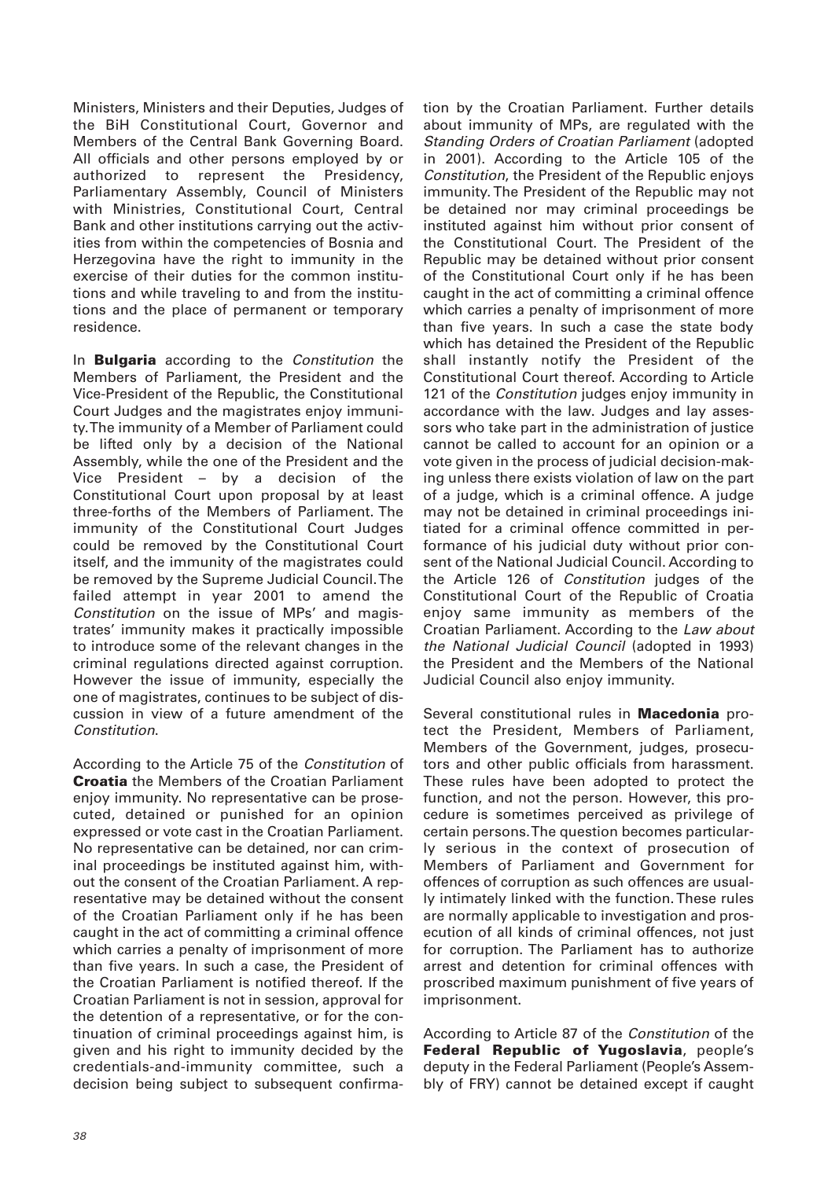Ministers, Ministers and their Deputies, Judges of the BiH Constitutional Court, Governor and Members of the Central Bank Governing Board. All officials and other persons employed by or authorized to represent the Presidency, Parliamentary Assembly, Council of Ministers with Ministries, Constitutional Court, Central Bank and other institutions carrying out the activities from within the competencies of Bosnia and Herzegovina have the right to immunity in the exercise of their duties for the common institutions and while traveling to and from the institutions and the place of permanent or temporary residence.

In **Bulgaria** according to the *Constitution* the Members of Parliament, the President and the Vice-President of the Republic, the Constitutional Court Judges and the magistrates enjoy immunity. The immunity of a Member of Parliament could be lifted only by a decision of the National Assembly, while the one of the President and the Vice President – by a decision of the Constitutional Court upon proposal by at least three-forths of the Members of Parliament. The immunity of the Constitutional Court Judges could be removed by the Constitutional Court itself, and the immunity of the magistrates could be removed by the Supreme Judicial Council. The failed attempt in year 2001 to amend the *Constitution* on the issue of MPs' and magistrates' immunity makes it practically impossible to introduce some of the relevant changes in the criminal regulations directed against corruption. However the issue of immunity, especially the one of magistrates, continues to be subject of discussion in view of a future amendment of the *Constitution*.

According to the Article 75 of the *Constitution* of **Croatia** the Members of the Croatian Parliament enjoy immunity. No representative can be prosecuted, detained or punished for an opinion expressed or vote cast in the Croatian Parliament. No representative can be detained, nor can criminal proceedings be instituted against him, without the consent of the Croatian Parliament. A representative may be detained without the consent of the Croatian Parliament only if he has been caught in the act of committing a criminal offence which carries a penalty of imprisonment of more than five years. In such a case, the President of the Croatian Parliament is notified thereof. If the Croatian Parliament is not in session, approval for the detention of a representative, or for the continuation of criminal proceedings against him, is given and his right to immunity decided by the credentials-and-immunity committee, such a decision being subject to subsequent confirmation by the Croatian Parliament. Further details about immunity of MPs, are regulated with the *Standing Orders of Croatian Parliament* (adopted in 2001). According to the Article 105 of the *Constitution*, the President of the Republic enjoys immunity. The President of the Republic may not be detained nor may criminal proceedings be instituted against him without prior consent of the Constitutional Court. The President of the Republic may be detained without prior consent of the Constitutional Court only if he has been caught in the act of committing a criminal offence which carries a penalty of imprisonment of more than five years. In such a case the state body which has detained the President of the Republic shall instantly notify the President of the Constitutional Court thereof. According to Article 121 of the *Constitution* judges enjoy immunity in accordance with the law. Judges and lay assessors who take part in the administration of justice cannot be called to account for an opinion or a vote given in the process of judicial decision-making unless there exists violation of law on the part of a judge, which is a criminal offence. A judge may not be detained in criminal proceedings initiated for a criminal offence committed in performance of his judicial duty without prior consent of the National Judicial Council. According to the Article 126 of *Constitution* judges of the Constitutional Court of the Republic of Croatia enjoy same immunity as members of the Croatian Parliament. According to the *Law about the National Judicial Council* (adopted in 1993) the President and the Members of the National Judicial Council also enjoy immunity.

Several constitutional rules in **Macedonia** protect the President, Members of Parliament, Members of the Government, judges, prosecutors and other public officials from harassment. These rules have been adopted to protect the function, and not the person. However, this procedure is sometimes perceived as privilege of certain persons. The question becomes particularly serious in the context of prosecution of Members of Parliament and Government for offences of corruption as such offences are usually intimately linked with the function. These rules are normally applicable to investigation and prosecution of all kinds of criminal offences, not just for corruption. The Parliament has to authorize arrest and detention for criminal offences with proscribed maximum punishment of five years of imprisonment.

According to Article 87 of the *Constitution* of the **Federal Republic of Yugoslavia**, people's deputy in the Federal Parliament (People's Assembly of FRY) cannot be detained except if caught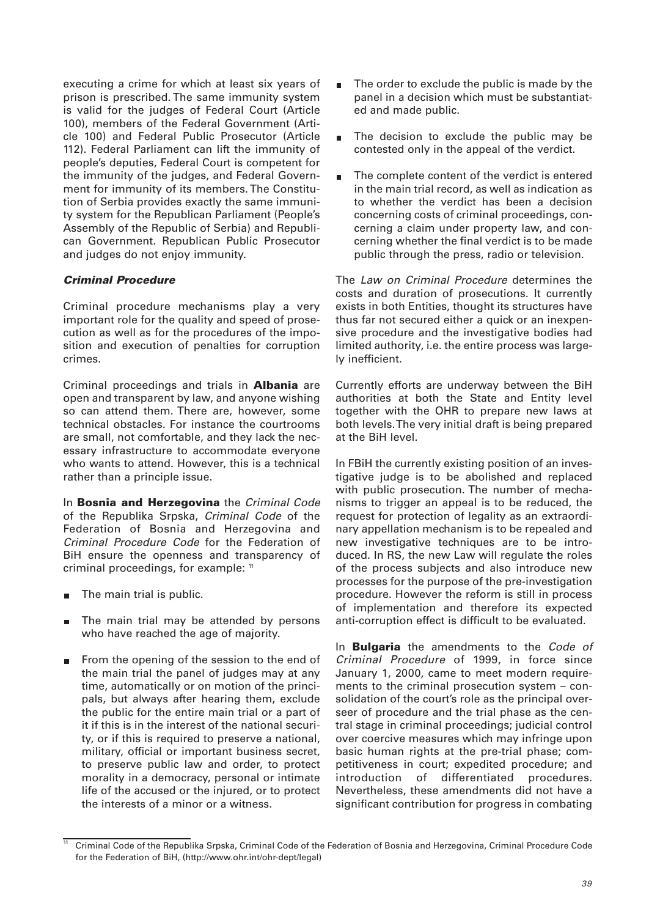executing a crime for which at least six years of prison is prescribed. The same immunity system is valid for the judges of Federal Court (Article 100), members of the Federal Government (Article 100) and Federal Public Prosecutor (Article 112). Federal Parliament can lift the immunity of people's deputies, Federal Court is competent for the immunity of the judges, and Federal Government for immunity of its members. The Constitution of Serbia provides exactly the same immunity system for the Republican Parliament (People's Assembly of the Republic of Serbia) and Republican Government. Republican Public Prosecutor and judges do not enjoy immunity.

### *Criminal Procedure*

Criminal procedure mechanisms play a very important role for the quality and speed of prosecution as well as for the procedures of the imposition and execution of penalties for corruption crimes.

Criminal proceedings and trials in **Albania** are open and transparent by law, and anyone wishing so can attend them. There are, however, some technical obstacles. For instance the courtrooms are small, not comfortable, and they lack the necessary infrastructure to accommodate everyone who wants to attend. However, this is a technical rather than a principle issue.

In **Bosnia and Herzegovina** the *Criminal Code* of the Republika Srpska, *Criminal Code* of the Federation of Bosnia and Herzegovina and *Criminal Procedure Code* for the Federation of BiH ensure the openness and transparency of criminal proceedings, for example: [11]

- The main trial is public.
- The main trial may be attended by persons who have reached the age of majority.
- From the opening of the session to the end of the main trial the panel of judges may at any time, automatically or on motion of the principals, but always after hearing them, exclude the public for the entire main trial or a part of it if this is in the interest of the national security, or if this is required to preserve a national, military, official or important business secret, to preserve public law and order, to protect morality in a democracy, personal or intimate life of the accused or the injured, or to protect the interests of a minor or a witness.
- The order to exclude the public is made by the panel in a decision which must be substantiated and made public.
- The decision to exclude the public may be contested only in the appeal of the verdict.
- The complete content of the verdict is entered in the main trial record, as well as indication as to whether the verdict has been a decision concerning costs of criminal proceedings, concerning a claim under property law, and concerning whether the final verdict is to be made public through the press, radio or television.

The *Law on Criminal Procedure* determines the costs and duration of prosecutions. It currently exists in both Entities, thought its structures have thus far not secured either a quick or an inexpensive procedure and the investigative bodies had limited authority, i.e. the entire process was largely inefficient.

Currently efforts are underway between the BiH authorities at both the State and Entity level together with the OHR to prepare new laws at both levels. The very initial draft is being prepared at the BiH level.

In FBiH the currently existing position of an investigative judge is to be abolished and replaced with public prosecution. The number of mechanisms to trigger an appeal is to be reduced, the request for protection of legality as an extraordinary appellation mechanism is to be repealed and new investigative techniques are to be introduced. In RS, the new Law will regulate the roles of the process subjects and also introduce new processes for the purpose of the pre-investigation procedure. However the reform is still in process of implementation and therefore its expected anti-corruption effect is difficult to be evaluated.

In **Bulgaria** the amendments to the *Code of Criminal Procedure* of 1999, in force since January 1, 2000, came to meet modern requirements to the criminal prosecution system – consolidation of the court's role as the principal overseer of procedure and the trial phase as the central stage in criminal proceedings; judicial control over coercive measures which may infringe upon basic human rights at the pre-trial phase; competitiveness in court; expedited procedure; and introduction of differentiated procedures. Nevertheless, these amendments did not have a significant contribution for progress in combating

[11] Criminal Code of the Republika Srpska, Criminal Code of the Federation of Bosnia and Herzegovina, Criminal Procedure Code for the Federation of BiH, (http://www.ohr.int/ohr-dept/legal)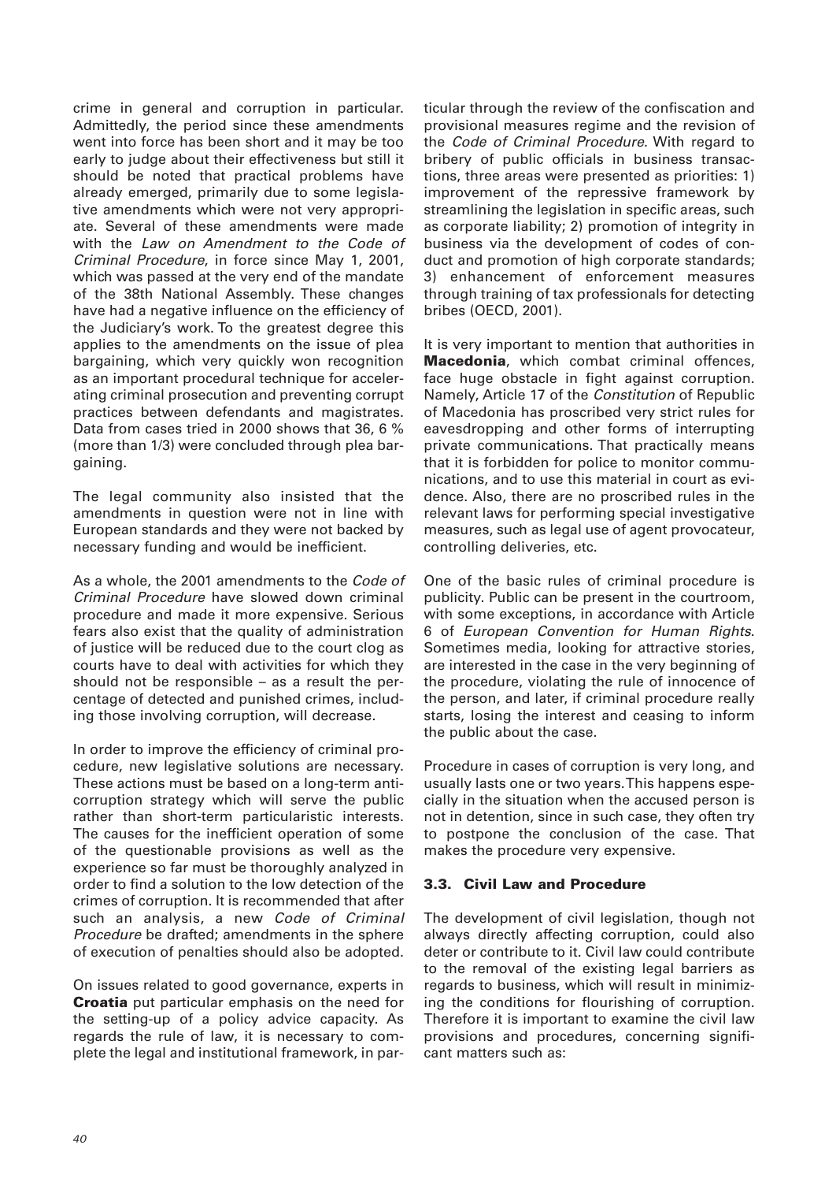crime in general and corruption in particular. Admittedly, the period since these amendments went into force has been short and it may be too early to judge about their effectiveness but still it should be noted that practical problems have already emerged, primarily due to some legislative amendments which were not very appropriate. Several of these amendments were made with the *Law on Amendment to the Code of Criminal Procedure*, in force since May 1, 2001, which was passed at the very end of the mandate of the 38th National Assembly. These changes have had a negative influence on the efficiency of the Judiciary's work. To the greatest degree this applies to the amendments on the issue of plea bargaining, which very quickly won recognition as an important procedural technique for accelerating criminal prosecution and preventing corrupt practices between defendants and magistrates. Data from cases tried in 2000 shows that 36, 6 % (more than 1/3) were concluded through plea bargaining.

The legal community also insisted that the amendments in question were not in line with European standards and they were not backed by necessary funding and would be inefficient.

As a whole, the 2001 amendments to the *Code of Criminal Procedure* have slowed down criminal procedure and made it more expensive. Serious fears also exist that the quality of administration of justice will be reduced due to the court clog as courts have to deal with activities for which they should not be responsible – as a result the percentage of detected and punished crimes, including those involving corruption, will decrease.

In order to improve the efficiency of criminal procedure, new legislative solutions are necessary. These actions must be based on a long-term anti-corruption strategy which will serve the public rather than short-term particularistic interests. The causes for the inefficient operation of some of the questionable provisions as well as the experience so far must be thoroughly analyzed in order to find a solution to the low detection of the crimes of corruption. It is recommended that after such an analysis, a new *Code of Criminal Procedure* be drafted; amendments in the sphere of execution of penalties should also be adopted.

On issues related to good governance, experts in **Croatia** put particular emphasis on the need for the setting-up of a policy advice capacity. As regards the rule of law, it is necessary to complete the legal and institutional framework, in particular through the review of the confiscation and provisional measures regime and the revision of the *Code of Criminal Procedure*. With regard to bribery of public officials in business transactions, three areas were presented as priorities: 1) improvement of the repressive framework by streamlining the legislation in specific areas, such as corporate liability; 2) promotion of integrity in business via the development of codes of conduct and promotion of high corporate standards; 3) enhancement of enforcement measures through training of tax professionals for detecting bribes (OECD, 2001).

It is very important to mention that authorities in **Macedonia**, which combat criminal offences, face huge obstacle in fight against corruption. Namely, Article 17 of the *Constitution* of Republic of Macedonia has proscribed very strict rules for eavesdropping and other forms of interrupting private communications. That practically means that it is forbidden for police to monitor communications, and to use this material in court as evidence. Also, there are no proscribed rules in the relevant laws for performing special investigative measures, such as legal use of agent provocateur, controlling deliveries, etc.

One of the basic rules of criminal procedure is publicity. Public can be present in the courtroom, with some exceptions, in accordance with Article 6 of *European Convention for Human Rights*. Sometimes media, looking for attractive stories, are interested in the case in the very beginning of the procedure, violating the rule of innocence of the person, and later, if criminal procedure really starts, losing the interest and ceasing to inform the public about the case.

Procedure in cases of corruption is very long, and usually lasts one or two years. This happens especially in the situation when the accused person is not in detention, since in such case, they often try to postpone the conclusion of the case. That makes the procedure very expensive.

### 3.3. Civil Law and Procedure

The development of civil legislation, though not always directly affecting corruption, could also deter or contribute to it. Civil law could contribute to the removal of the existing legal barriers as regards to business, which will result in minimizing the conditions for flourishing of corruption. Therefore it is important to examine the civil law provisions and procedures, concerning significant matters such as: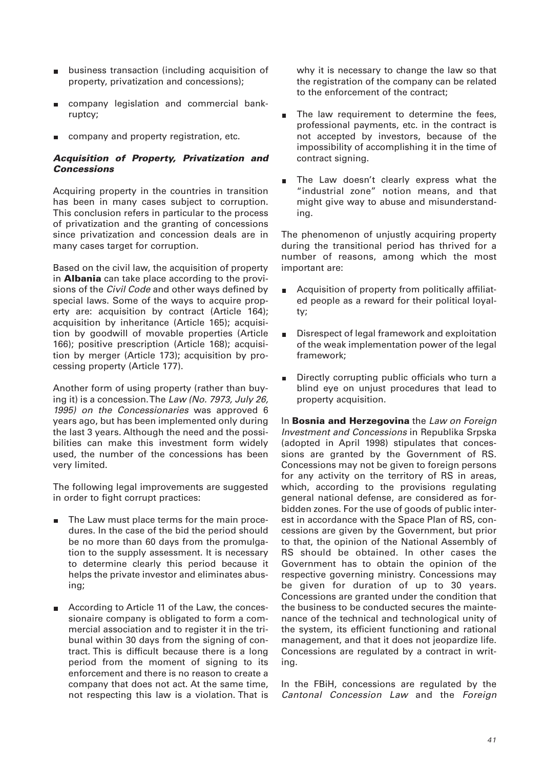- business transaction (including acquisition of property, privatization and concessions);
- company legislation and commercial bankruptcy;
- company and property registration, etc.

### *Acquisition of Property, Privatization and Concessions*

Acquiring property in the countries in transition has been in many cases subject to corruption. This conclusion refers in particular to the process of privatization and the granting of concessions since privatization and concession deals are in many cases target for corruption.

Based on the civil law, the acquisition of property in **Albania** can take place according to the provisions of the *Civil Code* and other ways defined by special laws. Some of the ways to acquire property are: acquisition by contract (Article 164); acquisition by inheritance (Article 165); acquisition by goodwill of movable properties (Article 166); positive prescription (Article 168); acquisition by merger (Article 173); acquisition by processing property (Article 177).

Another form of using property (rather than buying it) is a concession. The *Law (No. 7973, July 26, 1995) on the Concessionaries* was approved 6 years ago, but has been implemented only during the last 3 years. Although the need and the possibilities can make this investment form widely used, the number of the concessions has been very limited.

The following legal improvements are suggested in order to fight corrupt practices:

- The Law must place terms for the main procedures. In the case of the bid the period should be no more than 60 days from the promulgation to the supply assessment. It is necessary to determine clearly this period because it helps the private investor and eliminates abusing;
- According to Article 11 of the Law, the concessionaire company is obligated to form a commercial association and to register it in the tribunal within 30 days from the signing of contract. This is difficult because there is a long period from the moment of signing to its enforcement and there is no reason to create a company that does not act. At the same time, not respecting this law is a violation. That is why it is necessary to change the law so that the registration of the company can be related to the enforcement of the contract;
- The law requirement to determine the fees, professional payments, etc. in the contract is not accepted by investors, because of the impossibility of accomplishing it in the time of contract signing.
- The Law doesn't clearly express what the "industrial zone" notion means, and that might give way to abuse and misunderstanding.

The phenomenon of unjustly acquiring property during the transitional period has thrived for a number of reasons, among which the most important are:

- Acquisition of property from politically affiliated people as a reward for their political loyalty;
- Disrespect of legal framework and exploitation of the weak implementation power of the legal framework;
- Directly corrupting public officials who turn a blind eye on unjust procedures that lead to property acquisition.

In **Bosnia and Herzegovina** the *Law on Foreign Investment and Concessions* in Republika Srpska (adopted in April 1998) stipulates that concessions are granted by the Government of RS. Concessions may not be given to foreign persons for any activity on the territory of RS in areas, which, according to the provisions regulating general national defense, are considered as forbidden zones. For the use of goods of public interest in accordance with the Space Plan of RS, concessions are given by the Government, but prior to that, the opinion of the National Assembly of RS should be obtained. In other cases the Government has to obtain the opinion of the respective governing ministry. Concessions may be given for duration of up to 30 years. Concessions are granted under the condition that the business to be conducted secures the maintenance of the technical and technological unity of the system, its efficient functioning and rational management, and that it does not jeopardize life. Concessions are regulated by a contract in writing.

In the FBiH, concessions are regulated by the *Cantonal Concession Law* and the *Foreign*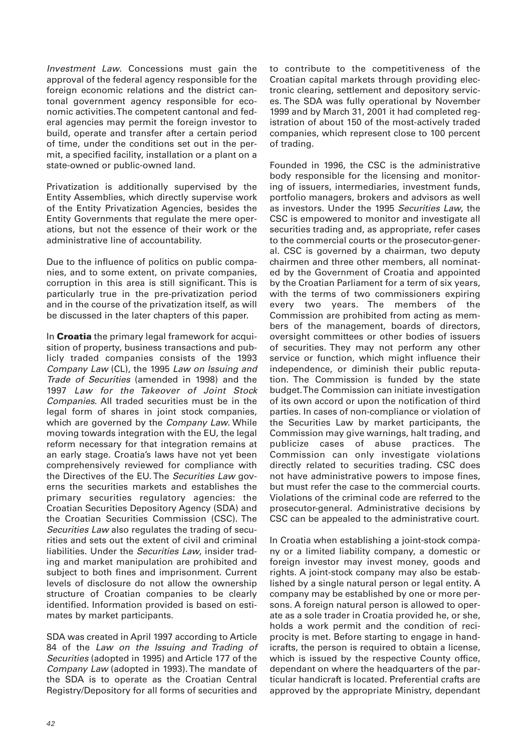*Investment Law*. Concessions must gain the approval of the federal agency responsible for the foreign economic relations and the district cantonal government agency responsible for economic activities. The competent cantonal and federal agencies may permit the foreign investor to build, operate and transfer after a certain period of time, under the conditions set out in the permit, a specified facility, installation or a plant on a state-owned or public-owned land.

Privatization is additionally supervised by the Entity Assemblies, which directly supervise work of the Entity Privatization Agencies, besides the Entity Governments that regulate the mere operations, but not the essence of their work or the administrative line of accountability.

Due to the influence of politics on public companies, and to some extent, on private companies, corruption in this area is still significant. This is particularly true in the pre-privatization period and in the course of the privatization itself, as will be discussed in the later chapters of this paper.

In **Croatia** the primary legal framework for acquisition of property, business transactions and publicly traded companies consists of the 1993 *Company Law* (CL), the 1995 *Law on Issuing and Trade of Securities* (amended in 1998) and the 1997 *Law for the Takeover of Joint Stock Companies*. All traded securities must be in the legal form of shares in joint stock companies, which are governed by the *Company Law*. While moving towards integration with the EU, the legal reform necessary for that integration remains at an early stage. Croatia's laws have not yet been comprehensively reviewed for compliance with the Directives of the EU. The *Securities Law* governs the securities markets and establishes the primary securities regulatory agencies: the Croatian Securities Depository Agency (SDA) and the Croatian Securities Commission (CSC). The *Securities Law* also regulates the trading of securities and sets out the extent of civil and criminal liabilities. Under the *Securities Law*, insider trading and market manipulation are prohibited and subject to both fines and imprisonment. Current levels of disclosure do not allow the ownership structure of Croatian companies to be clearly identified. Information provided is based on estimates by market participants.

SDA was created in April 1997 according to Article 84 of the *Law on the Issuing and Trading of Securities* (adopted in 1995) and Article 177 of the *Company Law* (adopted in 1993). The mandate of the SDA is to operate as the Croatian Central Registry/Depository for all forms of securities and to contribute to the competitiveness of the Croatian capital markets through providing electronic clearing, settlement and depository services. The SDA was fully operational by November 1999 and by March 31, 2001 it had completed registration of about 150 of the most-actively traded companies, which represent close to 100 percent of trading.

Founded in 1996, the CSC is the administrative body responsible for the licensing and monitoring of issuers, intermediaries, investment funds, portfolio managers, brokers and advisors as well as investors. Under the 1995 *Securities Law*, the CSC is empowered to monitor and investigate all securities trading and, as appropriate, refer cases to the commercial courts or the prosecutor-general. CSC is governed by a chairman, two deputy chairmen and three other members, all nominated by the Government of Croatia and appointed by the Croatian Parliament for a term of six years, with the terms of two commissioners expiring every two years. The members of the Commission are prohibited from acting as members of the management, boards of directors, oversight committees or other bodies of issuers of securities. They may not perform any other service or function, which might influence their independence, or diminish their public reputation. The Commission is funded by the state budget. The Commission can initiate investigation of its own accord or upon the notification of third parties. In cases of non-compliance or violation of the Securities Law by market participants, the Commission may give warnings, halt trading, and publicize cases of abuse practices. The Commission can only investigate violations directly related to securities trading. CSC does not have administrative powers to impose fines, but must refer the case to the commercial courts. Violations of the criminal code are referred to the prosecutor-general. Administrative decisions by CSC can be appealed to the administrative court.

In Croatia when establishing a joint-stock company or a limited liability company, a domestic or foreign investor may invest money, goods and rights. A joint-stock company may also be established by a single natural person or legal entity. A company may be established by one or more persons. A foreign natural person is allowed to operate as a sole trader in Croatia provided he, or she, holds a work permit and the condition of reciprocity is met. Before starting to engage in handicrafts, the person is required to obtain a license, which is issued by the respective County office, dependant on where the headquarters of the particular handicraft is located. Preferential crafts are approved by the appropriate Ministry, dependant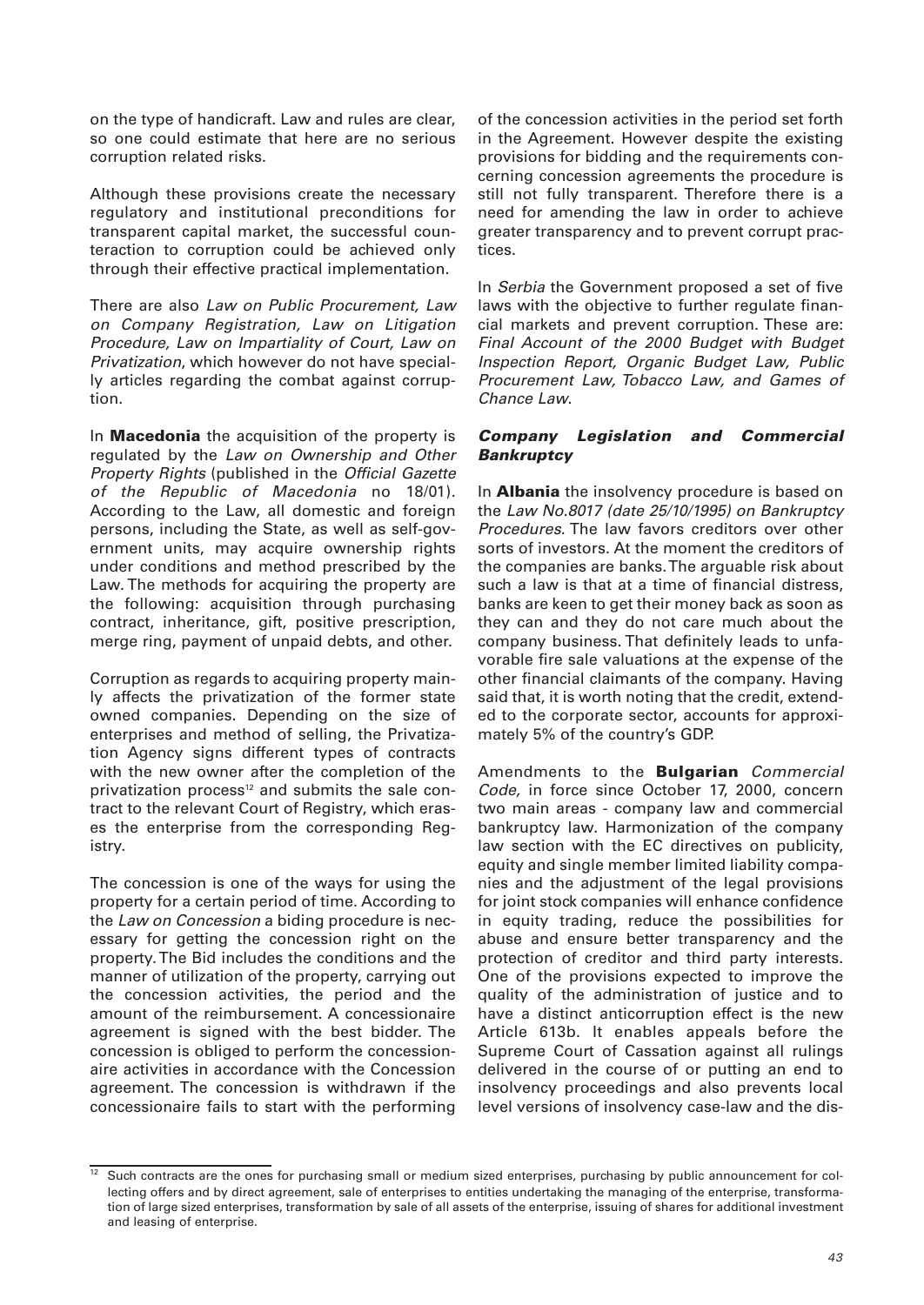on the type of handicraft. Law and rules are clear, so one could estimate that here are no serious corruption related risks.

Although these provisions create the necessary regulatory and institutional preconditions for transparent capital market, the successful counteraction to corruption could be achieved only through their effective practical implementation.

There are also *Law on Public Procurement, Law on Company Registration, Law on Litigation Procedure, Law on Impartiality of Court, Law on Privatization*, which however do not have specially articles regarding the combat against corruption.

In **Macedonia** the acquisition of the property is regulated by the *Law on Ownership and Other Property Rights* (published in the *Official Gazette of the Republic of Macedonia* no 18/01). According to the Law, all domestic and foreign persons, including the State, as well as self-government units, may acquire ownership rights under conditions and method prescribed by the Law. The methods for acquiring the property are the following: acquisition through purchasing contract, inheritance, gift, positive prescription, merge ring, payment of unpaid debts, and other.

Corruption as regards to acquiring property mainly affects the privatization of the former state owned companies. Depending on the size of enterprises and method of selling, the Privatization Agency signs different types of contracts with the new owner after the completion of the privatization process[12] and submits the sale contract to the relevant Court of Registry, which erases the enterprise from the corresponding Registry.

The concession is one of the ways for using the property for a certain period of time. According to the *Law on Concession* a biding procedure is necessary for getting the concession right on the property. The Bid includes the conditions and the manner of utilization of the property, carrying out the concession activities, the period and the amount of the reimbursement. A concessionaire agreement is signed with the best bidder. The concession is obliged to perform the concessionaire activities in accordance with the Concession agreement. The concession is withdrawn if the concessionaire fails to start with the performing of the concession activities in the period set forth in the Agreement. However despite the existing provisions for bidding and the requirements concerning concession agreements the procedure is still not fully transparent. Therefore there is a need for amending the law in order to achieve greater transparency and to prevent corrupt practices.

In *Serbia* the Government proposed a set of five laws with the objective to further regulate financial markets and prevent corruption. These are: *Final Account of the 2000 Budget with Budget Inspection Report, Organic Budget Law, Public Procurement Law, Tobacco Law, and Games of Chance Law*.

### *Company Legislation and Commercial Bankruptcy*

In **Albania** the insolvency procedure is based on the *Law No.8017 (date 25/10/1995) on Bankruptcy Procedures*. The law favors creditors over other sorts of investors. At the moment the creditors of the companies are banks. The arguable risk about such a law is that at a time of financial distress, banks are keen to get their money back as soon as they can and they do not care much about the company business. That definitely leads to unfavorable fire sale valuations at the expense of the other financial claimants of the company. Having said that, it is worth noting that the credit, extended to the corporate sector, accounts for approximately 5% of the country's GDP.

Amendments to the **Bulgarian** *Commercial Code,* in force since October 17, 2000, concern two main areas - company law and commercial bankruptcy law. Harmonization of the company law section with the EC directives on publicity, equity and single member limited liability companies and the adjustment of the legal provisions for joint stock companies will enhance confidence in equity trading, reduce the possibilities for abuse and ensure better transparency and the protection of creditor and third party interests. One of the provisions expected to improve the quality of the administration of justice and to have a distinct anticorruption effect is the new Article 613b. It enables appeals before the Supreme Court of Cassation against all rulings delivered in the course of or putting an end to insolvency proceedings and also prevents local level versions of insolvency case-law and the dis-

---

[12] Such contracts are the ones for purchasing small or medium sized enterprises, purchasing by public announcement for collecting offers and by direct agreement, sale of enterprises to entities undertaking the managing of the enterprise, transformation of large sized enterprises, transformation by sale of all assets of the enterprise, issuing of shares for additional investment and leasing of enterprise.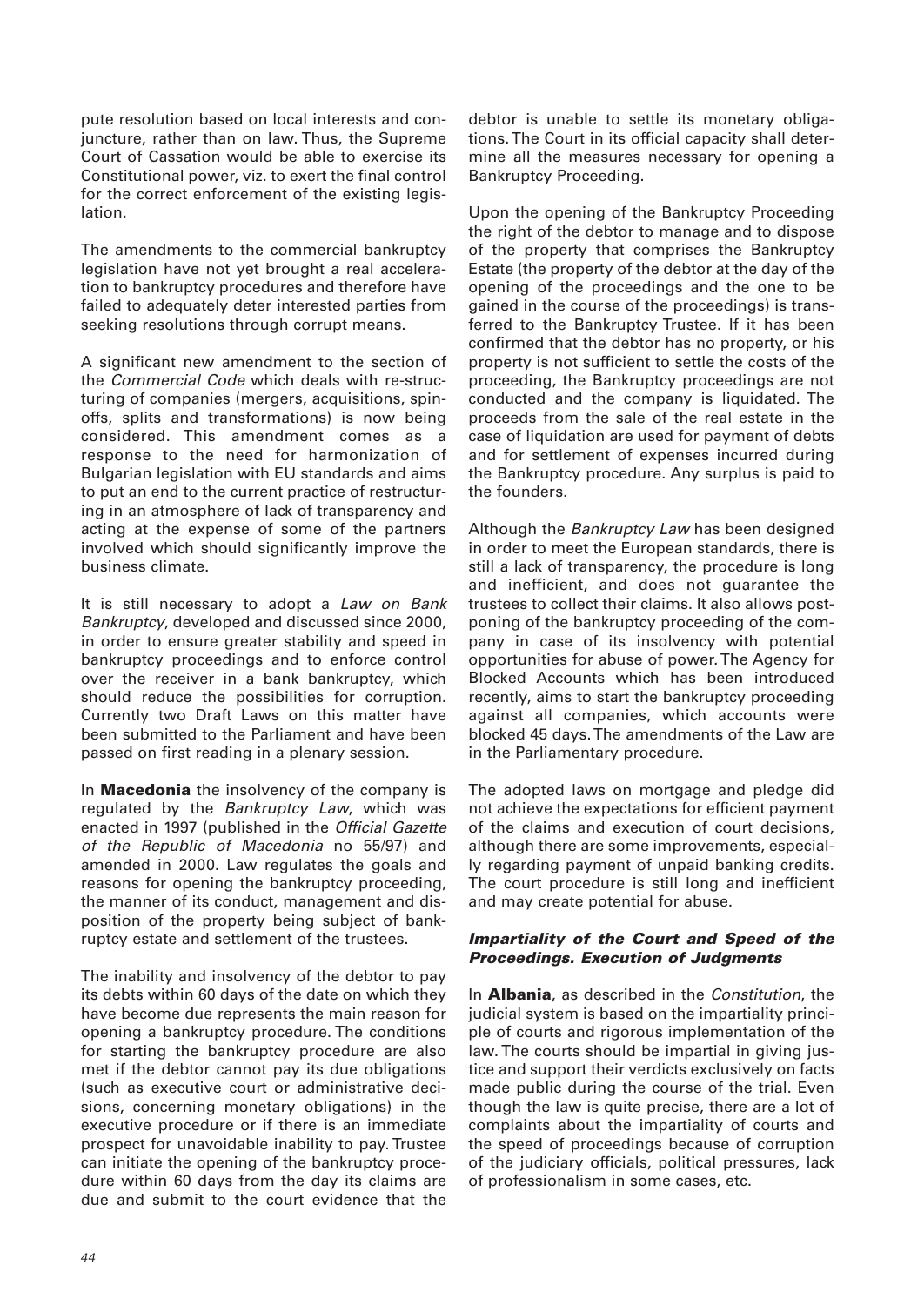pute resolution based on local interests and conjuncture, rather than on law. Thus, the Supreme Court of Cassation would be able to exercise its Constitutional power, viz. to exert the final control for the correct enforcement of the existing legislation.

The amendments to the commercial bankruptcy legislation have not yet brought a real acceleration to bankruptcy procedures and therefore have failed to adequately deter interested parties from seeking resolutions through corrupt means.

A significant new amendment to the section of the *Commercial Code* which deals with re-structuring of companies (mergers, acquisitions, spin-offs, splits and transformations) is now being considered. This amendment comes as a response to the need for harmonization of Bulgarian legislation with EU standards and aims to put an end to the current practice of restructuring in an atmosphere of lack of transparency and acting at the expense of some of the partners involved which should significantly improve the business climate.

It is still necessary to adopt a *Law on Bank Bankruptcy*, developed and discussed since 2000, in order to ensure greater stability and speed in bankruptcy proceedings and to enforce control over the receiver in a bank bankruptcy, which should reduce the possibilities for corruption. Currently two Draft Laws on this matter have been submitted to the Parliament and have been passed on first reading in a plenary session.

In **Macedonia** the insolvency of the company is regulated by the *Bankruptcy Law*, which was enacted in 1997 (published in the *Official Gazette of the Republic of Macedonia* no 55/97) and amended in 2000. Law regulates the goals and reasons for opening the bankruptcy proceeding, the manner of its conduct, management and disposition of the property being subject of bankruptcy estate and settlement of the trustees.

The inability and insolvency of the debtor to pay its debts within 60 days of the date on which they have become due represents the main reason for opening a bankruptcy procedure. The conditions for starting the bankruptcy procedure are also met if the debtor cannot pay its due obligations (such as executive court or administrative decisions, concerning monetary obligations) in the executive procedure or if there is an immediate prospect for unavoidable inability to pay. Trustee can initiate the opening of the bankruptcy procedure within 60 days from the day its claims are due and submit to the court evidence that the debtor is unable to settle its monetary obligations. The Court in its official capacity shall determine all the measures necessary for opening a Bankruptcy Proceeding.

Upon the opening of the Bankruptcy Proceeding the right of the debtor to manage and to dispose of the property that comprises the Bankruptcy Estate (the property of the debtor at the day of the opening of the proceedings and the one to be gained in the course of the proceedings) is transferred to the Bankruptcy Trustee. If it has been confirmed that the debtor has no property, or his property is not sufficient to settle the costs of the proceeding, the Bankruptcy proceedings are not conducted and the company is liquidated. The proceeds from the sale of the real estate in the case of liquidation are used for payment of debts and for settlement of expenses incurred during the Bankruptcy procedure. Any surplus is paid to the founders.

Although the *Bankruptcy Law* has been designed in order to meet the European standards, there is still a lack of transparency, the procedure is long and inefficient, and does not guarantee the trustees to collect their claims. It also allows postponing of the bankruptcy proceeding of the company in case of its insolvency with potential opportunities for abuse of power. The Agency for Blocked Accounts which has been introduced recently, aims to start the bankruptcy proceeding against all companies, which accounts were blocked 45 days. The amendments of the Law are in the Parliamentary procedure.

The adopted laws on mortgage and pledge did not achieve the expectations for efficient payment of the claims and execution of court decisions, although there are some improvements, especially regarding payment of unpaid banking credits. The court procedure is still long and inefficient and may create potential for abuse.

### *Impartiality of the Court and Speed of the Proceedings. Execution of Judgments*

In **Albania**, as described in the *Constitution*, the judicial system is based on the impartiality principle of courts and rigorous implementation of the law. The courts should be impartial in giving justice and support their verdicts exclusively on facts made public during the course of the trial. Even though the law is quite precise, there are a lot of complaints about the impartiality of courts and the speed of proceedings because of corruption of the judiciary officials, political pressures, lack of professionalism in some cases, etc.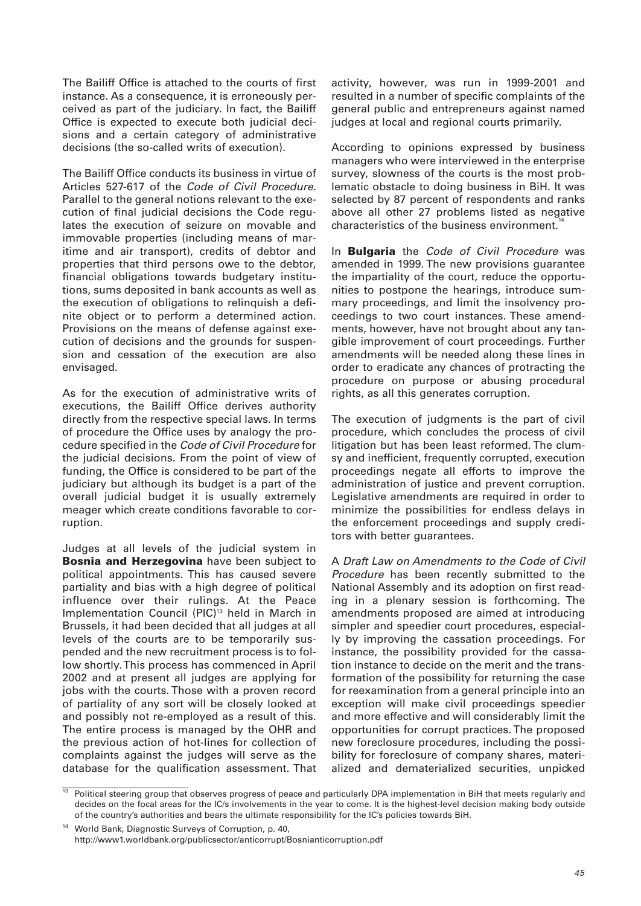The Bailiff Office is attached to the courts of first instance. As a consequence, it is erroneously perceived as part of the judiciary. In fact, the Bailiff Office is expected to execute both judicial decisions and a certain category of administrative decisions (the so-called writs of execution).

The Bailiff Office conducts its business in virtue of Articles 527-617 of the *Code of Civil Procedure*. Parallel to the general notions relevant to the execution of final judicial decisions the Code regulates the execution of seizure on movable and immovable properties (including means of maritime and air transport), credits of debtor and properties that third persons owe to the debtor, financial obligations towards budgetary institutions, sums deposited in bank accounts as well as the execution of obligations to relinquish a definite object or to perform a determined action. Provisions on the means of defense against execution of decisions and the grounds for suspension and cessation of the execution are also envisaged.

As for the execution of administrative writs of executions, the Bailiff Office derives authority directly from the respective special laws. In terms of procedure the Office uses by analogy the procedure specified in the *Code of Civil Procedure* for the judicial decisions. From the point of view of funding, the Office is considered to be part of the judiciary but although its budget is a part of the overall judicial budget it is usually extremely meager which create conditions favorable to corruption.

Judges at all levels of the judicial system in **Bosnia and Herzegovina** have been subject to political appointments. This has caused severe partiality and bias with a high degree of political influence over their rulings. At the Peace Implementation Council (PIC)[13] held in March in Brussels, it had been decided that all judges at all levels of the courts are to be temporarily suspended and the new recruitment process is to follow shortly. This process has commenced in April 2002 and at present all judges are applying for jobs with the courts. Those with a proven record of partiality of any sort will be closely looked at and possibly not re-employed as a result of this. The entire process is managed by the OHR and the previous action of hot-lines for collection of complaints against the judges will serve as the database for the qualification assessment. That activity, however, was run in 1999-2001 and resulted in a number of specific complaints of the general public and entrepreneurs against named judges at local and regional courts primarily.

According to opinions expressed by business managers who were interviewed in the enterprise survey, slowness of the courts is the most problematic obstacle to doing business in BiH. It was selected by 87 percent of respondents and ranks above all other 27 problems listed as negative characteristics of the business environment.[14]

In **Bulgaria** the *Code of Civil Procedure* was amended in 1999. The new provisions guarantee the impartiality of the court, reduce the opportunities to postpone the hearings, introduce summary proceedings, and limit the insolvency proceedings to two court instances. These amendments, however, have not brought about any tangible improvement of court proceedings. Further amendments will be needed along these lines in order to eradicate any chances of protracting the procedure on purpose or abusing procedural rights, as all this generates corruption.

The execution of judgments is the part of civil procedure, which concludes the process of civil litigation but has been least reformed. The clumsy and inefficient, frequently corrupted, execution proceedings negate all efforts to improve the administration of justice and prevent corruption. Legislative amendments are required in order to minimize the possibilities for endless delays in the enforcement proceedings and supply creditors with better guarantees.

A *Draft Law on Amendments to the Code of Civil Procedure* has been recently submitted to the National Assembly and its adoption on first reading in a plenary session is forthcoming. The amendments proposed are aimed at introducing simpler and speedier court procedures, especially by improving the cassation proceedings. For instance, the possibility provided for the cassation instance to decide on the merit and the transformation of the possibility for returning the case for reexamination from a general principle into an exception will make civil proceedings speedier and more effective and will considerably limit the opportunities for corrupt practices. The proposed new foreclosure procedures, including the possibility for foreclosure of company shares, materialized and dematerialized securities, unpicked

---

[13] Political steering group that observes progress of peace and particularly DPA implementation in BiH that meets regularly and decides on the focal areas for the IC/s involvements in the year to come. It is the highest-level decision making body outside of the country's authorities and bears the ultimate responsibility for the IC's policies towards BiH.

[14] World Bank, Diagnostic Surveys of Corruption, p. 40, http://www1.worldbank.org/publicsector/anticorrupt/Bosnianticorruption.pdf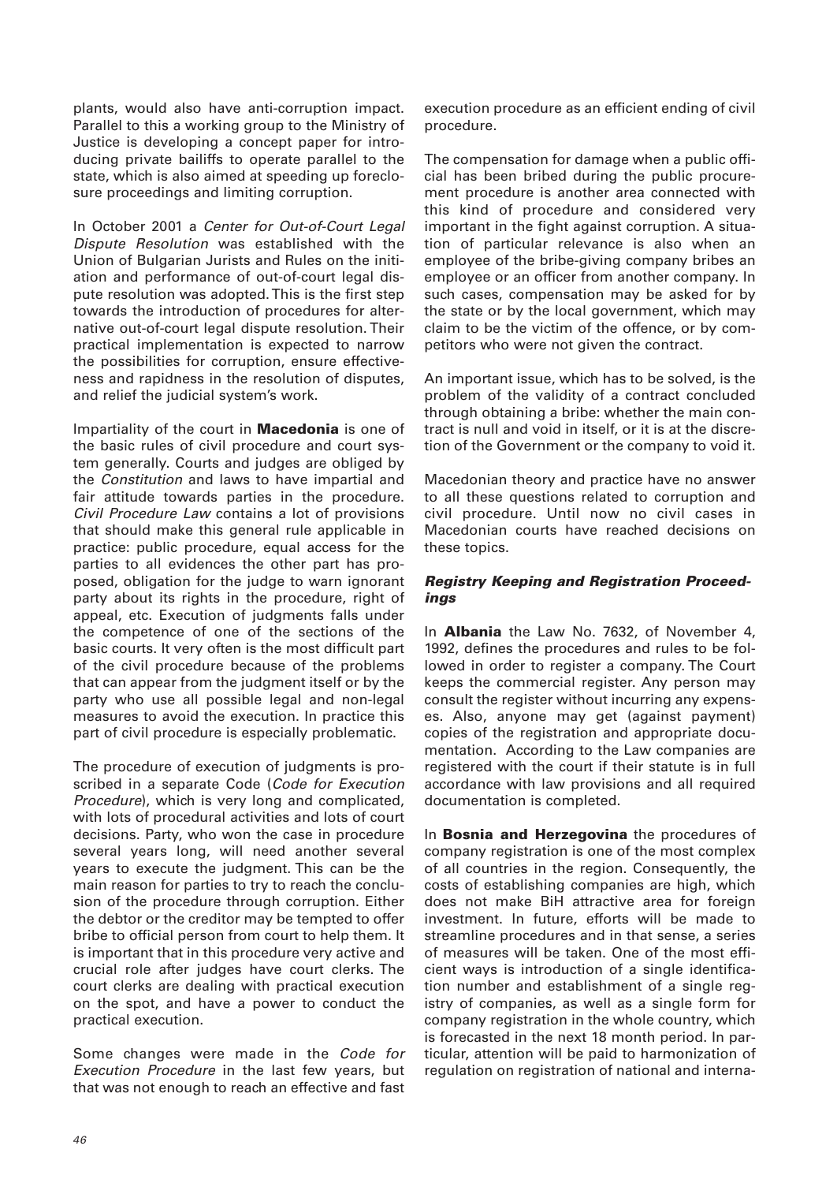plants, would also have anti-corruption impact. Parallel to this a working group to the Ministry of Justice is developing a concept paper for introducing private bailiffs to operate parallel to the state, which is also aimed at speeding up foreclosure proceedings and limiting corruption.

In October 2001 a *Center for Out-of-Court Legal Dispute Resolution* was established with the Union of Bulgarian Jurists and Rules on the initiation and performance of out-of-court legal dispute resolution was adopted. This is the first step towards the introduction of procedures for alternative out-of-court legal dispute resolution. Their practical implementation is expected to narrow the possibilities for corruption, ensure effectiveness and rapidness in the resolution of disputes, and relief the judicial system's work.

Impartiality of the court in **Macedonia** is one of the basic rules of civil procedure and court system generally. Courts and judges are obliged by the *Constitution* and laws to have impartial and fair attitude towards parties in the procedure. *Civil Procedure Law* contains a lot of provisions that should make this general rule applicable in practice: public procedure, equal access for the parties to all evidences the other part has proposed, obligation for the judge to warn ignorant party about its rights in the procedure, right of appeal, etc. Execution of judgments falls under the competence of one of the sections of the basic courts. It very often is the most difficult part of the civil procedure because of the problems that can appear from the judgment itself or by the party who use all possible legal and non-legal measures to avoid the execution. In practice this part of civil procedure is especially problematic.

The procedure of execution of judgments is proscribed in a separate Code (*Code for Execution Procedure*), which is very long and complicated, with lots of procedural activities and lots of court decisions. Party, who won the case in procedure several years long, will need another several years to execute the judgment. This can be the main reason for parties to try to reach the conclusion of the procedure through corruption. Either the debtor or the creditor may be tempted to offer bribe to official person from court to help them. It is important that in this procedure very active and crucial role after judges have court clerks. The court clerks are dealing with practical execution on the spot, and have a power to conduct the practical execution.

Some changes were made in the *Code for Execution Procedure* in the last few years, but that was not enough to reach an effective and fast execution procedure as an efficient ending of civil procedure.

The compensation for damage when a public official has been bribed during the public procurement procedure is another area connected with this kind of procedure and considered very important in the fight against corruption. A situation of particular relevance is also when an employee of the bribe-giving company bribes an employee or an officer from another company. In such cases, compensation may be asked for by the state or by the local government, which may claim to be the victim of the offence, or by competitors who were not given the contract.

An important issue, which has to be solved, is the problem of the validity of a contract concluded through obtaining a bribe: whether the main contract is null and void in itself, or it is at the discretion of the Government or the company to void it.

Macedonian theory and practice have no answer to all these questions related to corruption and civil procedure. Until now no civil cases in Macedonian courts have reached decisions on these topics.

### *Registry Keeping and Registration Proceedings*

In **Albania** the Law No. 7632, of November 4, 1992, defines the procedures and rules to be followed in order to register a company. The Court keeps the commercial register. Any person may consult the register without incurring any expenses. Also, anyone may get (against payment) copies of the registration and appropriate documentation. According to the Law companies are registered with the court if their statute is in full accordance with law provisions and all required documentation is completed.

In **Bosnia and Herzegovina** the procedures of company registration is one of the most complex of all countries in the region. Consequently, the costs of establishing companies are high, which does not make BiH attractive area for foreign investment. In future, efforts will be made to streamline procedures and in that sense, a series of measures will be taken. One of the most efficient ways is introduction of a single identification number and establishment of a single registry of companies, as well as a single form for company registration in the whole country, which is forecasted in the next 18 month period. In particular, attention will be paid to harmonization of regulation on registration of national and interna-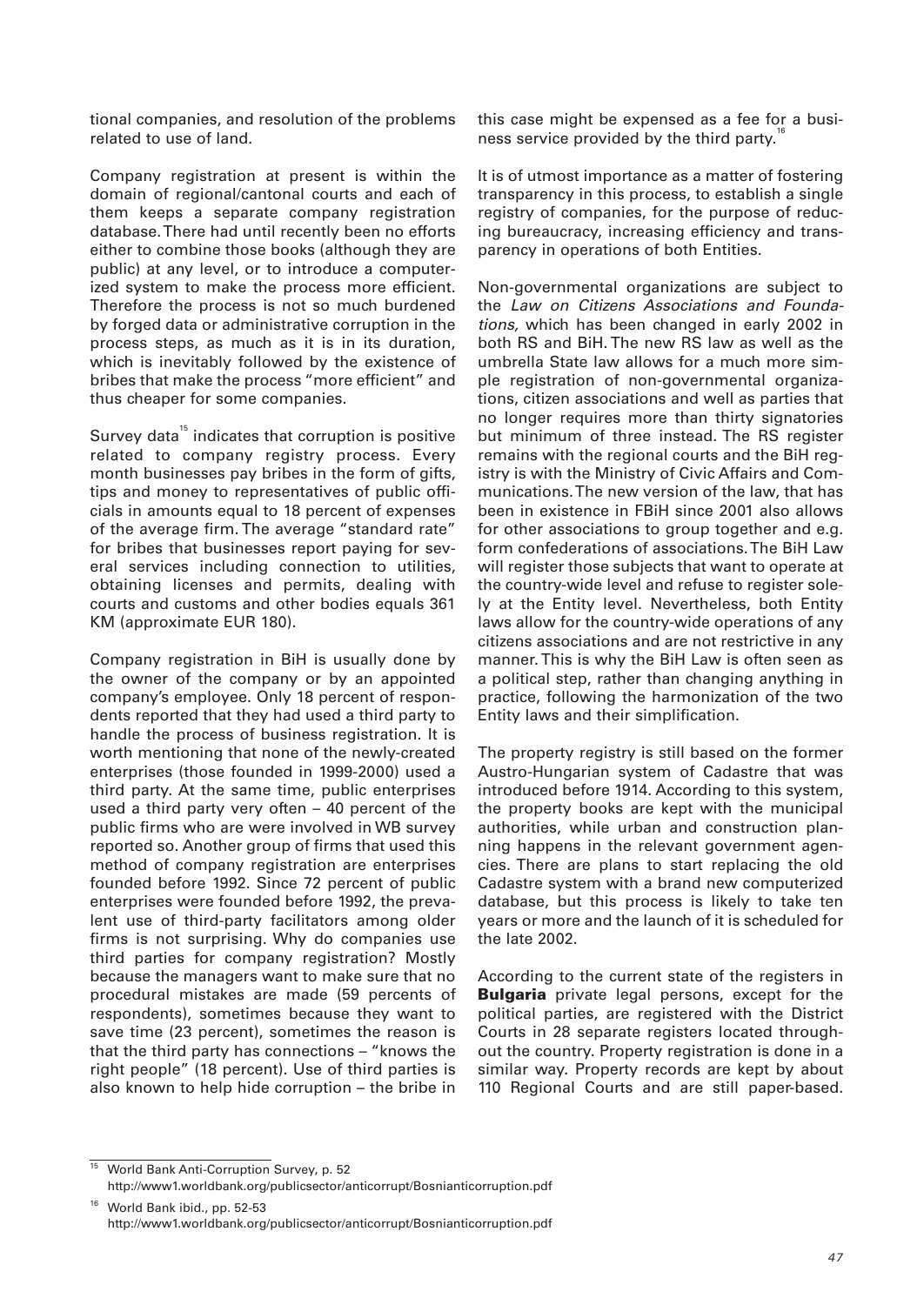tional companies, and resolution of the problems related to use of land.

Company registration at present is within the domain of regional/cantonal courts and each of them keeps a separate company registration database. There had until recently been no efforts either to combine those books (although they are public) at any level, or to introduce a computerized system to make the process more efficient. Therefore the process is not so much burdened by forged data or administrative corruption in the process steps, as much as it is in its duration, which is inevitably followed by the existence of bribes that make the process "more efficient" and thus cheaper for some companies.

Survey data[15] indicates that corruption is positive related to company registry process. Every month businesses pay bribes in the form of gifts, tips and money to representatives of public officials in amounts equal to 18 percent of expenses of the average firm. The average "standard rate" for bribes that businesses report paying for several services including connection to utilities, obtaining licenses and permits, dealing with courts and customs and other bodies equals 361 KM (approximate EUR 180).

Company registration in BiH is usually done by the owner of the company or by an appointed company's employee. Only 18 percent of respondents reported that they had used a third party to handle the process of business registration. It is worth mentioning that none of the newly-created enterprises (those founded in 1999-2000) used a third party. At the same time, public enterprises used a third party very often – 40 percent of the public firms who are were involved in WB survey reported so. Another group of firms that used this method of company registration are enterprises founded before 1992. Since 72 percent of public enterprises were founded before 1992, the prevalent use of third-party facilitators among older firms is not surprising. Why do companies use third parties for company registration? Mostly because the managers want to make sure that no procedural mistakes are made (59 percents of respondents), sometimes because they want to save time (23 percent), sometimes the reason is that the third party has connections – "knows the right people" (18 percent). Use of third parties is also known to help hide corruption – the bribe in this case might be expensed as a fee for a business service provided by the third party.[16]

It is of utmost importance as a matter of fostering transparency in this process, to establish a single registry of companies, for the purpose of reducing bureaucracy, increasing efficiency and transparency in operations of both Entities.

Non-governmental organizations are subject to the *Law on Citizens Associations and Foundations,* which has been changed in early 2002 in both RS and BiH. The new RS law as well as the umbrella State law allows for a much more simple registration of non-governmental organizations, citizen associations and well as parties that no longer requires more than thirty signatories but minimum of three instead. The RS register remains with the regional courts and the BiH registry is with the Ministry of Civic Affairs and Communications. The new version of the law, that has been in existence in FBiH since 2001 also allows for other associations to group together and e.g. form confederations of associations. The BiH Law will register those subjects that want to operate at the country-wide level and refuse to register solely at the Entity level. Nevertheless, both Entity laws allow for the country-wide operations of any citizens associations and are not restrictive in any manner. This is why the BiH Law is often seen as a political step, rather than changing anything in practice, following the harmonization of the two Entity laws and their simplification.

The property registry is still based on the former Austro-Hungarian system of Cadastre that was introduced before 1914. According to this system, the property books are kept with the municipal authorities, while urban and construction planning happens in the relevant government agencies. There are plans to start replacing the old Cadastre system with a brand new computerized database, but this process is likely to take ten years or more and the launch of it is scheduled for the late 2002.

According to the current state of the registers in **Bulgaria** private legal persons, except for the political parties, are registered with the District Courts in 28 separate registers located throughout the country. Property registration is done in a similar way. Property records are kept by about 110 Regional Courts and are still paper-based.

---

[15] World Bank Anti-Corruption Survey, p. 52 http://www1.worldbank.org/publicsector/anticorrupt/Bosnianticorruption.pdf

[16] World Bank ibid., pp. 52-53 http://www1.worldbank.org/publicsector/anticorrupt/Bosnianticorruption.pdf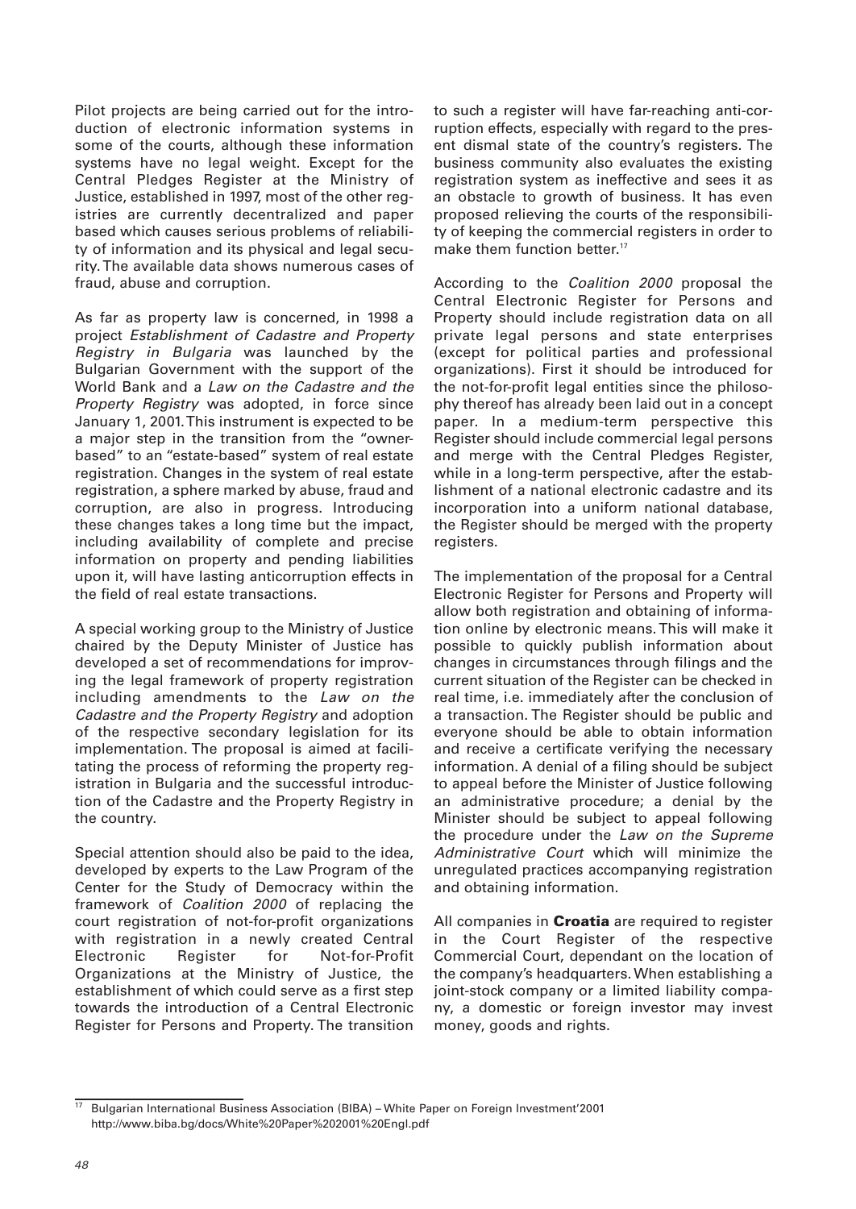Pilot projects are being carried out for the introduction of electronic information systems in some of the courts, although these information systems have no legal weight. Except for the Central Pledges Register at the Ministry of Justice, established in 1997, most of the other registries are currently decentralized and paper based which causes serious problems of reliability of information and its physical and legal security. The available data shows numerous cases of fraud, abuse and corruption.

As far as property law is concerned, in 1998 a project *Establishment of Cadastre and Property Registry in Bulgaria* was launched by the Bulgarian Government with the support of the World Bank and a *Law on the Cadastre and the Property Registry* was adopted, in force since January 1, 2001. This instrument is expected to be a major step in the transition from the "owner-based" to an "estate-based" system of real estate registration. Changes in the system of real estate registration, a sphere marked by abuse, fraud and corruption, are also in progress. Introducing these changes takes a long time but the impact, including availability of complete and precise information on property and pending liabilities upon it, will have lasting anticorruption effects in the field of real estate transactions.

A special working group to the Ministry of Justice chaired by the Deputy Minister of Justice has developed a set of recommendations for improving the legal framework of property registration including amendments to the *Law on the Cadastre and the Property Registry* and adoption of the respective secondary legislation for its implementation. The proposal is aimed at facilitating the process of reforming the property registration in Bulgaria and the successful introduction of the Cadastre and the Property Registry in the country.

Special attention should also be paid to the idea, developed by experts to the Law Program of the Center for the Study of Democracy within the framework of *Coalition 2000* of replacing the court registration of not-for-profit organizations with registration in a newly created Central Electronic Register for Not-for-Profit Organizations at the Ministry of Justice, the establishment of which could serve as a first step towards the introduction of a Central Electronic Register for Persons and Property. The transition to such a register will have far-reaching anti-corruption effects, especially with regard to the present dismal state of the country's registers. The business community also evaluates the existing registration system as ineffective and sees it as an obstacle to growth of business. It has even proposed relieving the courts of the responsibility of keeping the commercial registers in order to make them function better.[17]

According to the *Coalition 2000* proposal the Central Electronic Register for Persons and Property should include registration data on all private legal persons and state enterprises (except for political parties and professional organizations). First it should be introduced for the not-for-profit legal entities since the philosophy thereof has already been laid out in a concept paper. In a medium-term perspective this Register should include commercial legal persons and merge with the Central Pledges Register, while in a long-term perspective, after the establishment of a national electronic cadastre and its incorporation into a uniform national database, the Register should be merged with the property registers.

The implementation of the proposal for a Central Electronic Register for Persons and Property will allow both registration and obtaining of information online by electronic means. This will make it possible to quickly publish information about changes in circumstances through filings and the current situation of the Register can be checked in real time, i.e. immediately after the conclusion of a transaction. The Register should be public and everyone should be able to obtain information and receive a certificate verifying the necessary information. A denial of a filing should be subject to appeal before the Minister of Justice following an administrative procedure; a denial by the Minister should be subject to appeal following the procedure under the *Law on the Supreme Administrative Court* which will minimize the unregulated practices accompanying registration and obtaining information.

All companies in **Croatia** are required to register in the Court Register of the respective Commercial Court, dependant on the location of the company's headquarters. When establishing a joint-stock company or a limited liability company, a domestic or foreign investor may invest money, goods and rights.

---

[17] Bulgarian International Business Association (BIBA) – White Paper on Foreign Investment'2001 http://www.biba.bg/docs/White%20Paper%202001%20Engl.pdf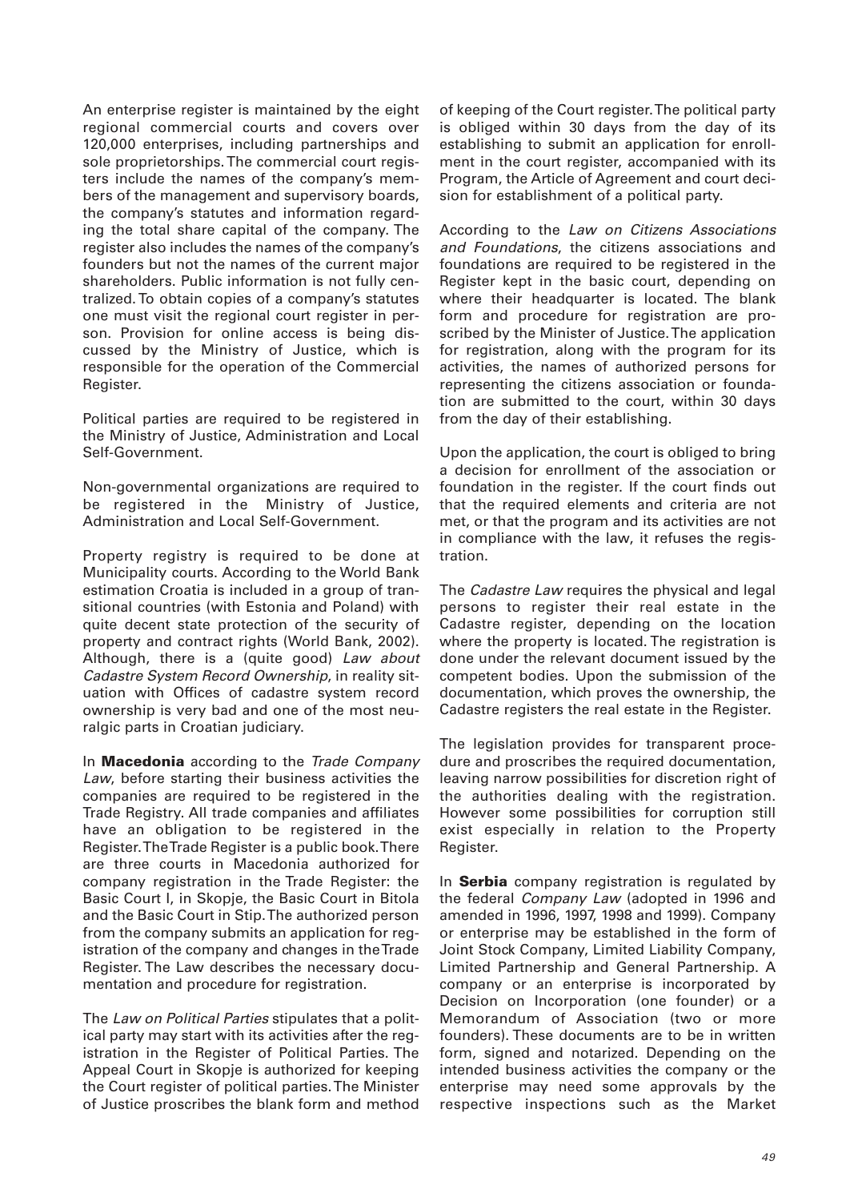An enterprise register is maintained by the eight regional commercial courts and covers over 120,000 enterprises, including partnerships and sole proprietorships. The commercial court registers include the names of the company's members of the management and supervisory boards, the company's statutes and information regarding the total share capital of the company. The register also includes the names of the company's founders but not the names of the current major shareholders. Public information is not fully centralized. To obtain copies of a company's statutes one must visit the regional court register in person. Provision for online access is being discussed by the Ministry of Justice, which is responsible for the operation of the Commercial Register.

Political parties are required to be registered in the Ministry of Justice, Administration and Local Self-Government.

Non-governmental organizations are required to be registered in the Ministry of Justice, Administration and Local Self-Government.

Property registry is required to be done at Municipality courts. According to the World Bank estimation Croatia is included in a group of transitional countries (with Estonia and Poland) with quite decent state protection of the security of property and contract rights (World Bank, 2002). Although, there is a (quite good) *Law about Cadastre System Record Ownership*, in reality situation with Offices of cadastre system record ownership is very bad and one of the most neuralgic parts in Croatian judiciary.

In **Macedonia** according to the *Trade Company Law*, before starting their business activities the companies are required to be registered in the Trade Registry. All trade companies and affiliates have an obligation to be registered in the Register. The Trade Register is a public book. There are three courts in Macedonia authorized for company registration in the Trade Register: the Basic Court I, in Skopje, the Basic Court in Bitola and the Basic Court in Stip. The authorized person from the company submits an application for registration of the company and changes in the Trade Register. The Law describes the necessary documentation and procedure for registration.

The *Law on Political Parties* stipulates that a political party may start with its activities after the registration in the Register of Political Parties. The Appeal Court in Skopje is authorized for keeping the Court register of political parties. The Minister of Justice proscribes the blank form and method of keeping of the Court register. The political party is obliged within 30 days from the day of its establishing to submit an application for enrollment in the court register, accompanied with its Program, the Article of Agreement and court decision for establishment of a political party.

According to the *Law on Citizens Associations and Foundations*, the citizens associations and foundations are required to be registered in the Register kept in the basic court, depending on where their headquarter is located. The blank form and procedure for registration are proscribed by the Minister of Justice. The application for registration, along with the program for its activities, the names of authorized persons for representing the citizens association or foundation are submitted to the court, within 30 days from the day of their establishing.

Upon the application, the court is obliged to bring a decision for enrollment of the association or foundation in the register. If the court finds out that the required elements and criteria are not met, or that the program and its activities are not in compliance with the law, it refuses the registration.

The *Cadastre Law* requires the physical and legal persons to register their real estate in the Cadastre register, depending on the location where the property is located. The registration is done under the relevant document issued by the competent bodies. Upon the submission of the documentation, which proves the ownership, the Cadastre registers the real estate in the Register.

The legislation provides for transparent procedure and proscribes the required documentation, leaving narrow possibilities for discretion right of the authorities dealing with the registration. However some possibilities for corruption still exist especially in relation to the Property Register.

In **Serbia** company registration is regulated by the federal *Company Law* (adopted in 1996 and amended in 1996, 1997, 1998 and 1999). Company or enterprise may be established in the form of Joint Stock Company, Limited Liability Company, Limited Partnership and General Partnership. A company or an enterprise is incorporated by Decision on Incorporation (one founder) or a Memorandum of Association (two or more founders). These documents are to be in written form, signed and notarized. Depending on the intended business activities the company or the enterprise may need some approvals by the respective inspections such as the Market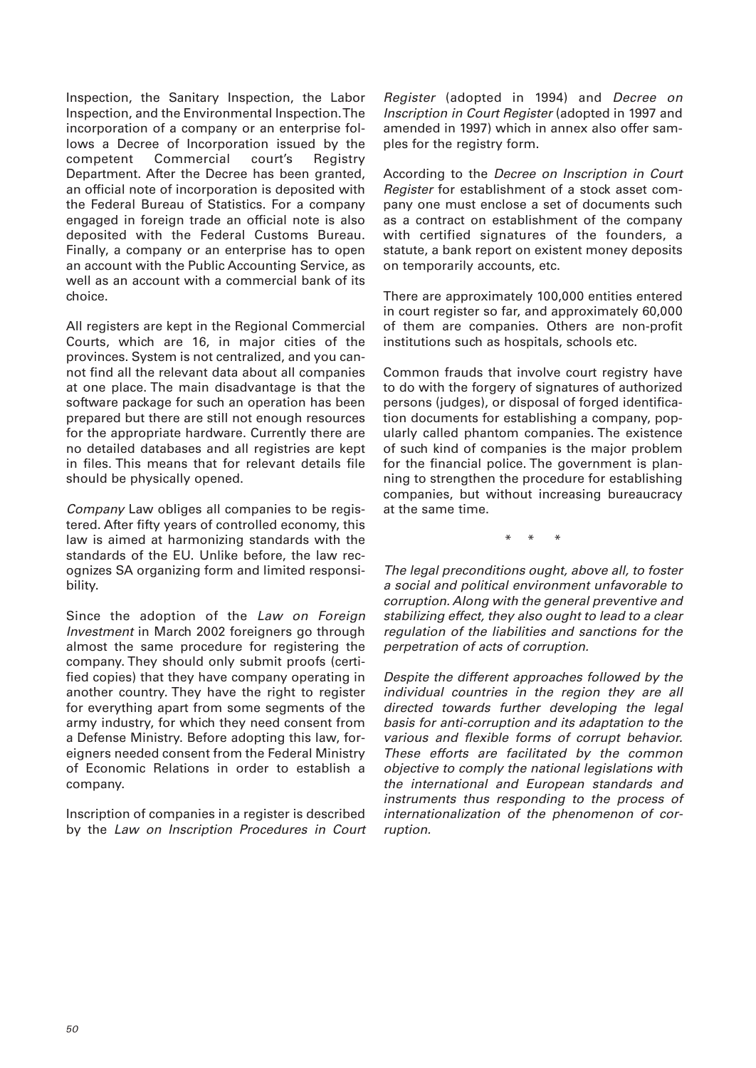Inspection, the Sanitary Inspection, the Labor Inspection, and the Environmental Inspection. The incorporation of a company or an enterprise follows a Decree of Incorporation issued by the competent Commercial court's Registry Department. After the Decree has been granted, an official note of incorporation is deposited with the Federal Bureau of Statistics. For a company engaged in foreign trade an official note is also deposited with the Federal Customs Bureau. Finally, a company or an enterprise has to open an account with the Public Accounting Service, as well as an account with a commercial bank of its choice.

All registers are kept in the Regional Commercial Courts, which are 16, in major cities of the provinces. System is not centralized, and you cannot find all the relevant data about all companies at one place. The main disadvantage is that the software package for such an operation has been prepared but there are still not enough resources for the appropriate hardware. Currently there are no detailed databases and all registries are kept in files. This means that for relevant details file should be physically opened.

*Company* Law obliges all companies to be registered. After fifty years of controlled economy, this law is aimed at harmonizing standards with the standards of the EU. Unlike before, the law recognizes SA organizing form and limited responsibility.

Since the adoption of the *Law on Foreign Investment* in March 2002 foreigners go through almost the same procedure for registering the company. They should only submit proofs (certified copies) that they have company operating in another country. They have the right to register for everything apart from some segments of the army industry, for which they need consent from a Defense Ministry. Before adopting this law, foreigners needed consent from the Federal Ministry of Economic Relations in order to establish a company.

Inscription of companies in a register is described by the *Law on Inscription Procedures in Court Register* (adopted in 1994) and *Decree on Inscription in Court Register* (adopted in 1997 and amended in 1997) which in annex also offer samples for the registry form.

According to the *Decree on Inscription in Court Register* for establishment of a stock asset company one must enclose a set of documents such as a contract on establishment of the company with certified signatures of the founders, a statute, a bank report on existent money deposits on temporarily accounts, etc.

There are approximately 100,000 entities entered in court register so far, and approximately 60,000 of them are companies. Others are non-profit institutions such as hospitals, schools etc.

Common frauds that involve court registry have to do with the forgery of signatures of authorized persons (judges), or disposal of forged identification documents for establishing a company, popularly called phantom companies. The existence of such kind of companies is the major problem for the financial police. The government is planning to strengthen the procedure for establishing companies, but without increasing bureaucracy at the same time.

\* \* \*

*The legal preconditions ought, above all, to foster a social and political environment unfavorable to corruption. Along with the general preventive and stabilizing effect, they also ought to lead to a clear regulation of the liabilities and sanctions for the perpetration of acts of corruption.*

*Despite the different approaches followed by the individual countries in the region they are all directed towards further developing the legal basis for anti-corruption and its adaptation to the various and flexible forms of corrupt behavior. These efforts are facilitated by the common objective to comply the national legislations with the international and European standards and instruments thus responding to the process of internationalization of the phenomenon of corruption.*